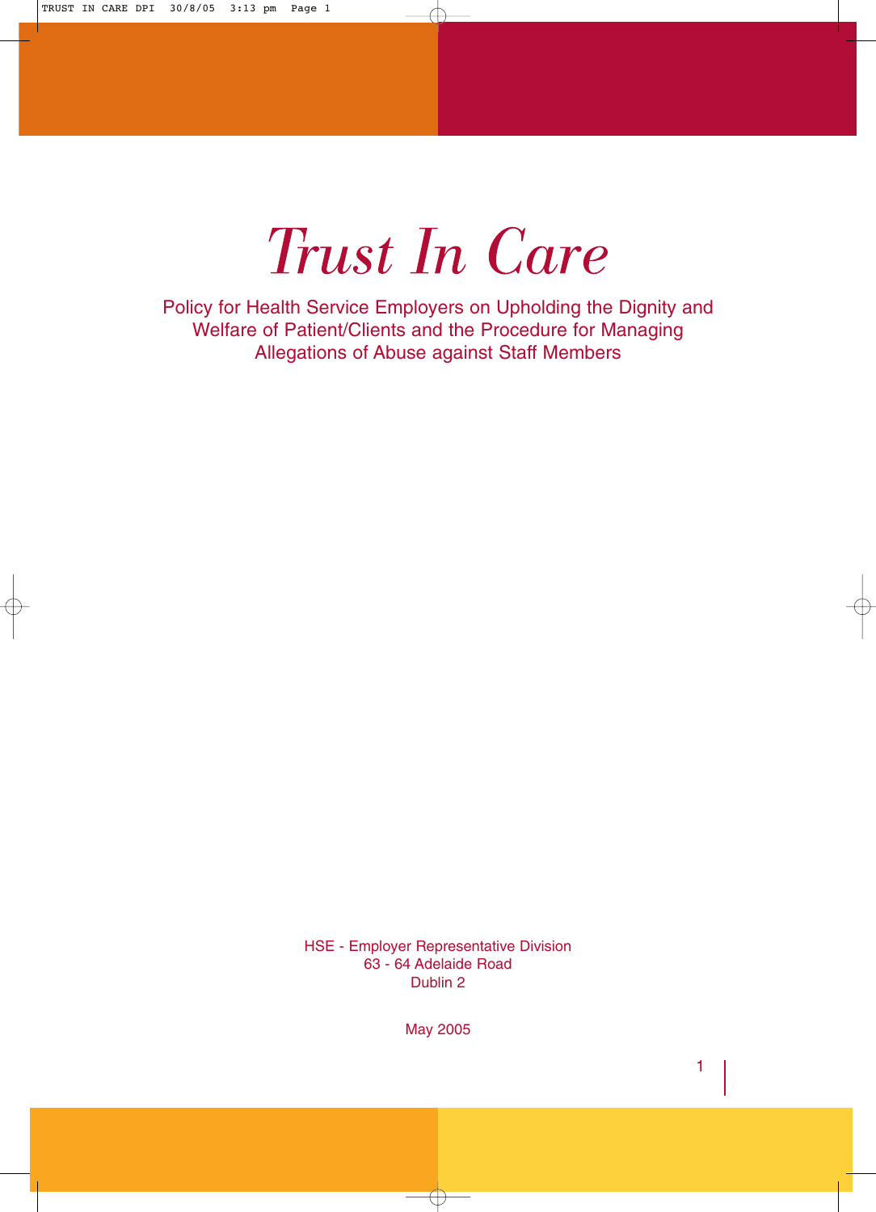# *Trust In Care*

Policy for Health Service Employers on Upholding the Dignity and Welfare of Patient/Clients and the Procedure for Managing Allegations of Abuse against Staff Members

HSE - Employer Representative Division
63 - 64 Adelaide Road
Dublin 2

May 2005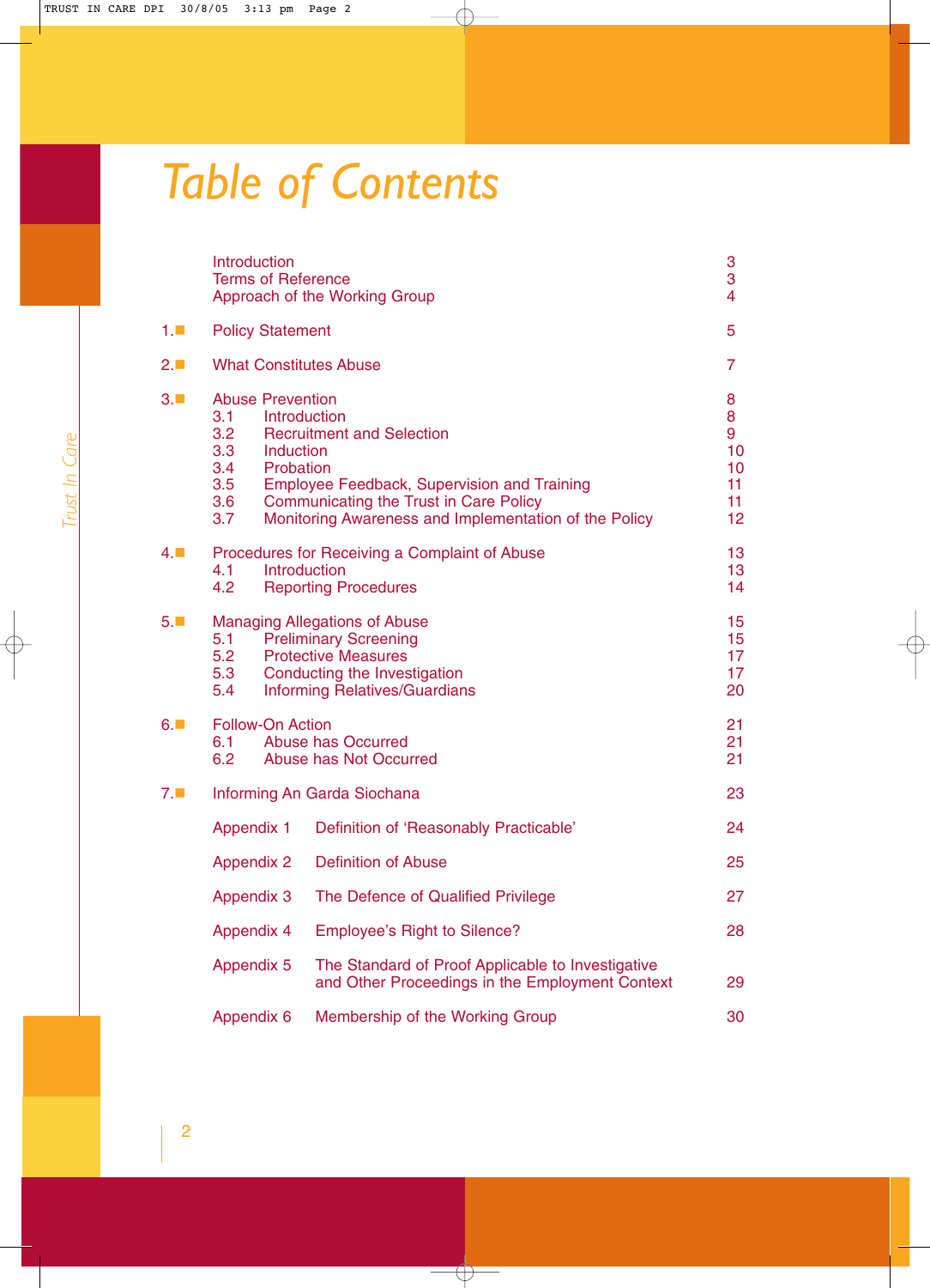# Table of Contents

| | | | Page |
|---|---|---|---|
| | Introduction | | 3 |
| | Terms of Reference | | 3 |
| | Approach of the Working Group | | 4 |
| 1. | Policy Statement | | 5 |
| 2. | What Constitutes Abuse | | 7 |
| 3. | Abuse Prevention | | 8 |
| | 3.1 | Introduction | 8 |
| | 3.2 | Recruitment and Selection | 9 |
| | 3.3 | Induction | 10 |
| | 3.4 | Probation | 10 |
| | 3.5 | Employee Feedback, Supervision and Training | 11 |
| | 3.6 | Communicating the Trust in Care Policy | 11 |
| | 3.7 | Monitoring Awareness and Implementation of the Policy | 12 |
| 4. | Procedures for Receiving a Complaint of Abuse | | 13 |
| | 4.1 | Introduction | 13 |
| | 4.2 | Reporting Procedures | 14 |
| 5. | Managing Allegations of Abuse | | 15 |
| | 5.1 | Preliminary Screening | 15 |
| | 5.2 | Protective Measures | 17 |
| | 5.3 | Conducting the Investigation | 17 |
| | 5.4 | Informing Relatives/Guardians | 20 |
| 6. | Follow-On Action | | 21 |
| | 6.1 | Abuse has Occurred | 21 |
| | 6.2 | Abuse has Not Occurred | 21 |
| 7. | Informing An Garda Siochana | | 23 |
| | Appendix 1 | Definition of 'Reasonably Practicable' | 24 |
| | Appendix 2 | Definition of Abuse | 25 |
| | Appendix 3 | The Defence of Qualified Privilege | 27 |
| | Appendix 4 | Employee's Right to Silence? | 28 |
| | Appendix 5 | The Standard of Proof Applicable to Investigative and Other Proceedings in the Employment Context | 29 |
| | Appendix 6 | Membership of the Working Group | 30 |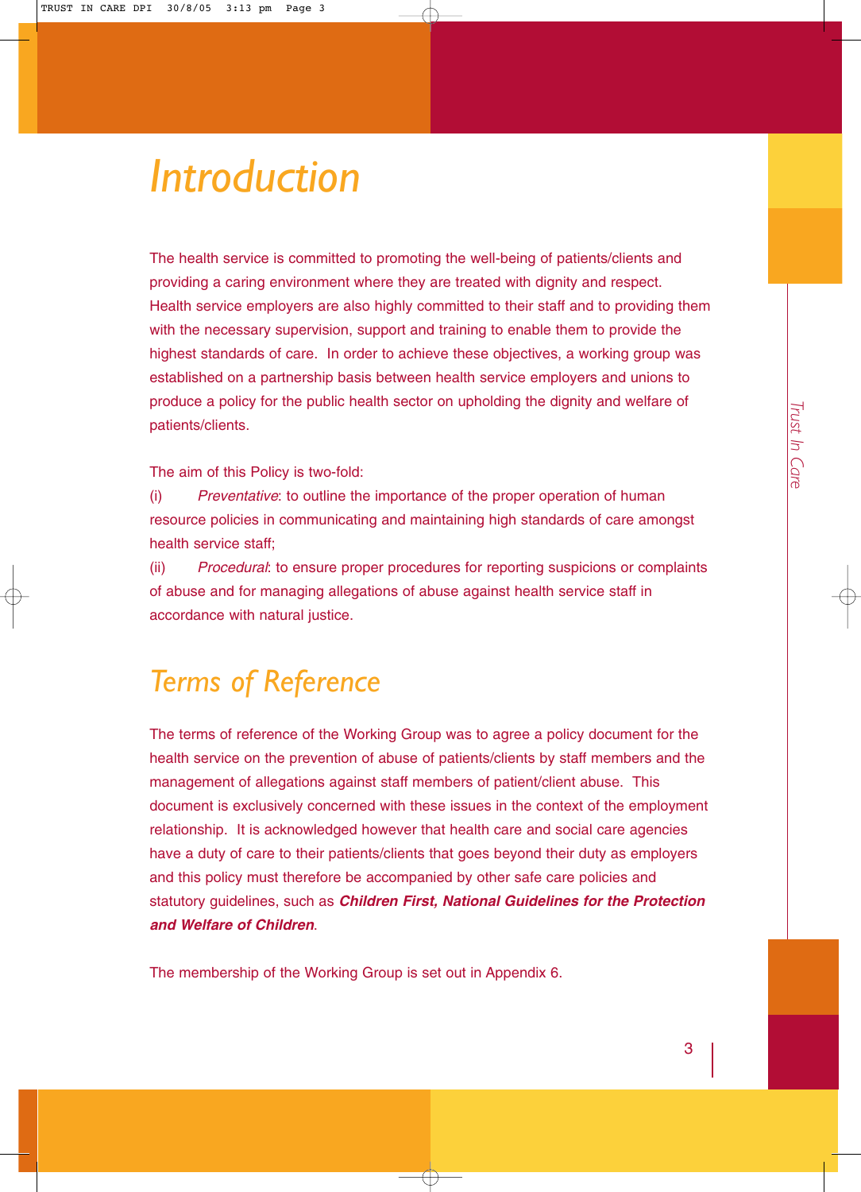# Introduction

The health service is committed to promoting the well-being of patients/clients and providing a caring environment where they are treated with dignity and respect. Health service employers are also highly committed to their staff and to providing them with the necessary supervision, support and training to enable them to provide the highest standards of care. In order to achieve these objectives, a working group was established on a partnership basis between health service employers and unions to produce a policy for the public health sector on upholding the dignity and welfare of patients/clients.

The aim of this Policy is two-fold:

(i) *Preventative*: to outline the importance of the proper operation of human resource policies in communicating and maintaining high standards of care amongst health service staff;

(ii) *Procedural*: to ensure proper procedures for reporting suspicions or complaints of abuse and for managing allegations of abuse against health service staff in accordance with natural justice.

# Terms of Reference

The terms of reference of the Working Group was to agree a policy document for the health service on the prevention of abuse of patients/clients by staff members and the management of allegations against staff members of patient/client abuse. This document is exclusively concerned with these issues in the context of the employment relationship. It is acknowledged however that health care and social care agencies have a duty of care to their patients/clients that goes beyond their duty as employers and this policy must therefore be accompanied by other safe care policies and statutory guidelines, such as ***Children First, National Guidelines for the Protection and Welfare of Children***.

The membership of the Working Group is set out in Appendix 6.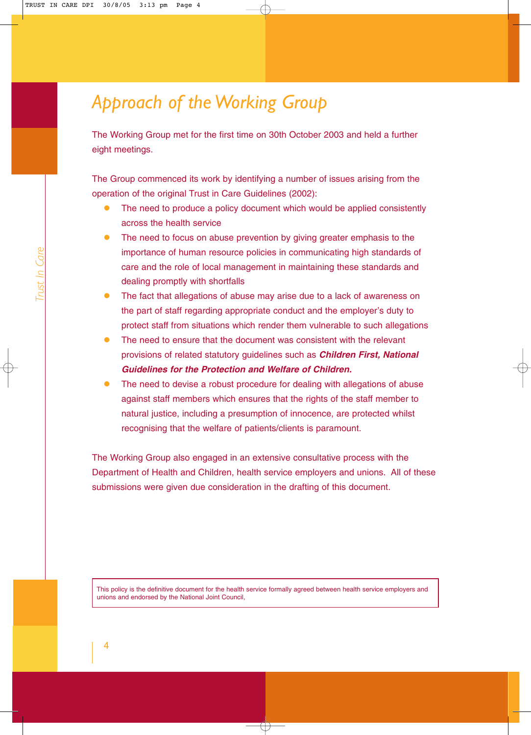# Approach of the Working Group

The Working Group met for the first time on 30th October 2003 and held a further eight meetings.

The Group commenced its work by identifying a number of issues arising from the operation of the original Trust in Care Guidelines (2002):

- The need to produce a policy document which would be applied consistently across the health service
- The need to focus on abuse prevention by giving greater emphasis to the importance of human resource policies in communicating high standards of care and the role of local management in maintaining these standards and dealing promptly with shortfalls
- The fact that allegations of abuse may arise due to a lack of awareness on the part of staff regarding appropriate conduct and the employer's duty to protect staff from situations which render them vulnerable to such allegations
- The need to ensure that the document was consistent with the relevant provisions of related statutory guidelines such as ***Children First, National Guidelines for the Protection and Welfare of Children.***
- The need to devise a robust procedure for dealing with allegations of abuse against staff members which ensures that the rights of the staff member to natural justice, including a presumption of innocence, are protected whilst recognising that the welfare of patients/clients is paramount.

The Working Group also engaged in an extensive consultative process with the Department of Health and Children, health service employers and unions. All of these submissions were given due consideration in the drafting of this document.

This policy is the definitive document for the health service formally agreed between health service employers and unions and endorsed by the National Joint Council,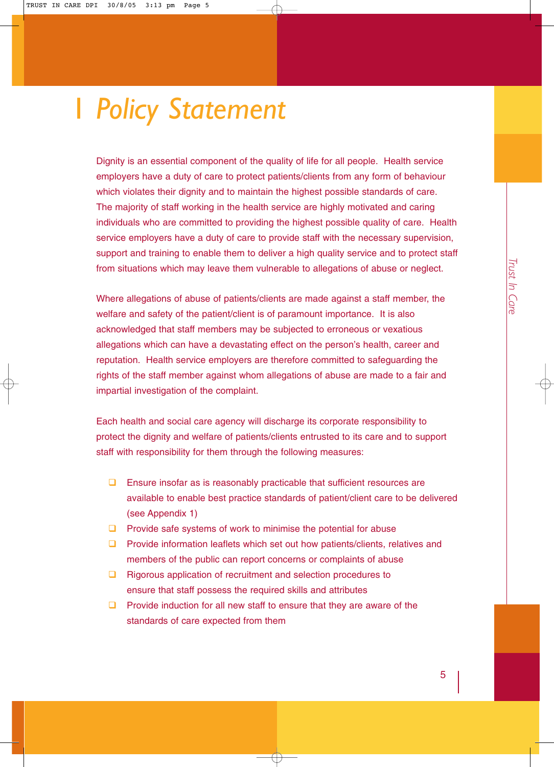# 1 Policy Statement

Dignity is an essential component of the quality of life for all people. Health service employers have a duty of care to protect patients/clients from any form of behaviour which violates their dignity and to maintain the highest possible standards of care. The majority of staff working in the health service are highly motivated and caring individuals who are committed to providing the highest possible quality of care. Health service employers have a duty of care to provide staff with the necessary supervision, support and training to enable them to deliver a high quality service and to protect staff from situations which may leave them vulnerable to allegations of abuse or neglect.

Where allegations of abuse of patients/clients are made against a staff member, the welfare and safety of the patient/client is of paramount importance. It is also acknowledged that staff members may be subjected to erroneous or vexatious allegations which can have a devastating effect on the person's health, career and reputation. Health service employers are therefore committed to safeguarding the rights of the staff member against whom allegations of abuse are made to a fair and impartial investigation of the complaint.

Each health and social care agency will discharge its corporate responsibility to protect the dignity and welfare of patients/clients entrusted to its care and to support staff with responsibility for them through the following measures:

- Ensure insofar as is reasonably practicable that sufficient resources are available to enable best practice standards of patient/client care to be delivered (see Appendix 1)
- Provide safe systems of work to minimise the potential for abuse
- Provide information leaflets which set out how patients/clients, relatives and members of the public can report concerns or complaints of abuse
- Rigorous application of recruitment and selection procedures to ensure that staff possess the required skills and attributes
- Provide induction for all new staff to ensure that they are aware of the standards of care expected from them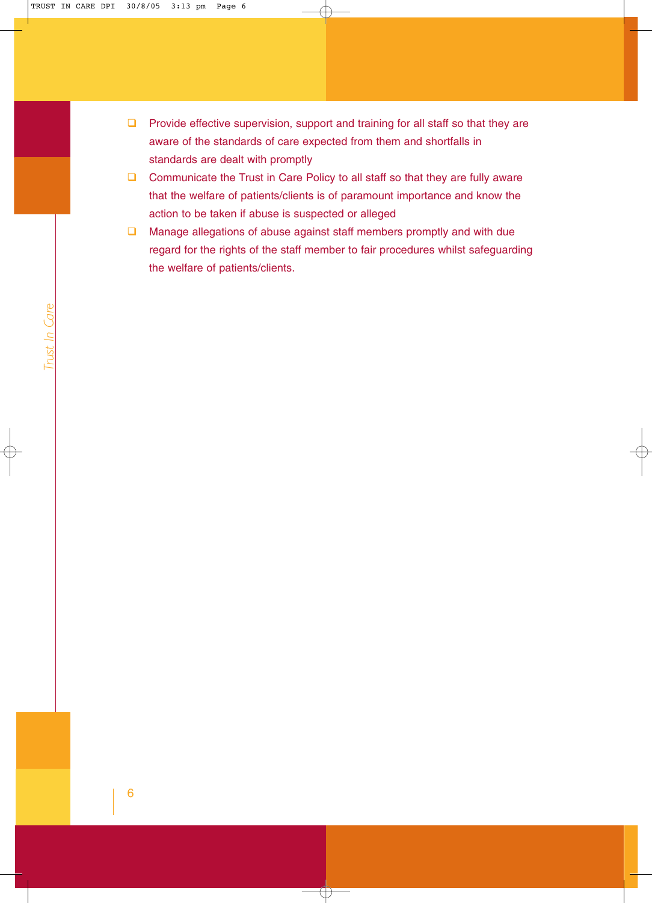- Provide effective supervision, support and training for all staff so that they are aware of the standards of care expected from them and shortfalls in standards are dealt with promptly
- Communicate the Trust in Care Policy to all staff so that they are fully aware that the welfare of patients/clients is of paramount importance and know the action to be taken if abuse is suspected or alleged
- Manage allegations of abuse against staff members promptly and with due regard for the rights of the staff member to fair procedures whilst safeguarding the welfare of patients/clients.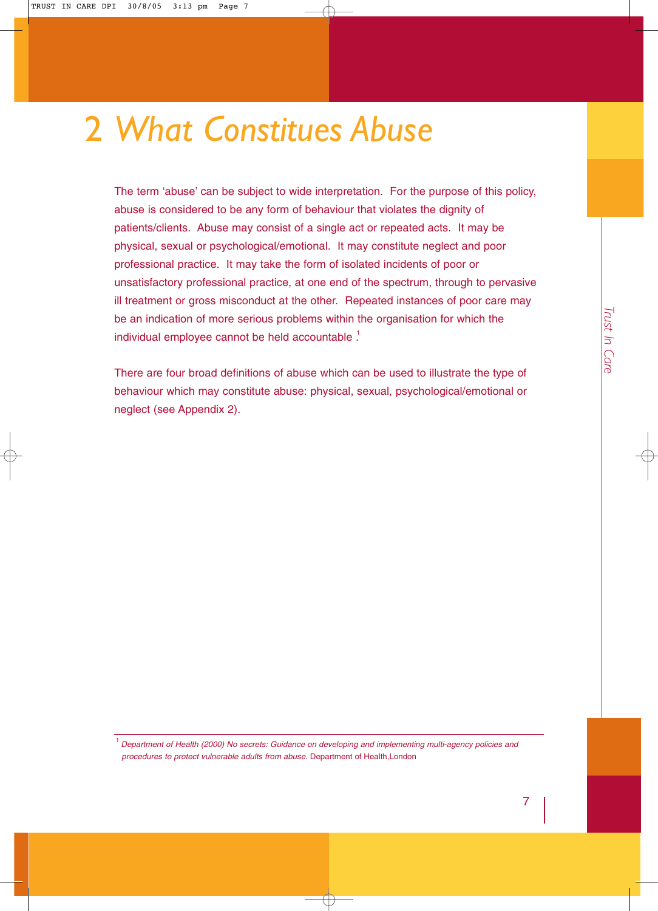# 2 *What Constitues Abuse*

The term 'abuse' can be subject to wide interpretation. For the purpose of this policy, abuse is considered to be any form of behaviour that violates the dignity of patients/clients. Abuse may consist of a single act or repeated acts. It may be physical, sexual or psychological/emotional. It may constitute neglect and poor professional practice. It may take the form of isolated incidents of poor or unsatisfactory professional practice, at one end of the spectrum, through to pervasive ill treatment or gross misconduct at the other. Repeated instances of poor care may be an indication of more serious problems within the organisation for which the individual employee cannot be held accountable .[1]

There are four broad definitions of abuse which can be used to illustrate the type of behaviour which may constitute abuse: physical, sexual, psychological/emotional or neglect (see Appendix 2).

---

[1] *Department of Health (2000) No secrets: Guidance on developing and implementing multi-agency policies and procedures to protect vulnerable adults from abuse.* Department of Health,London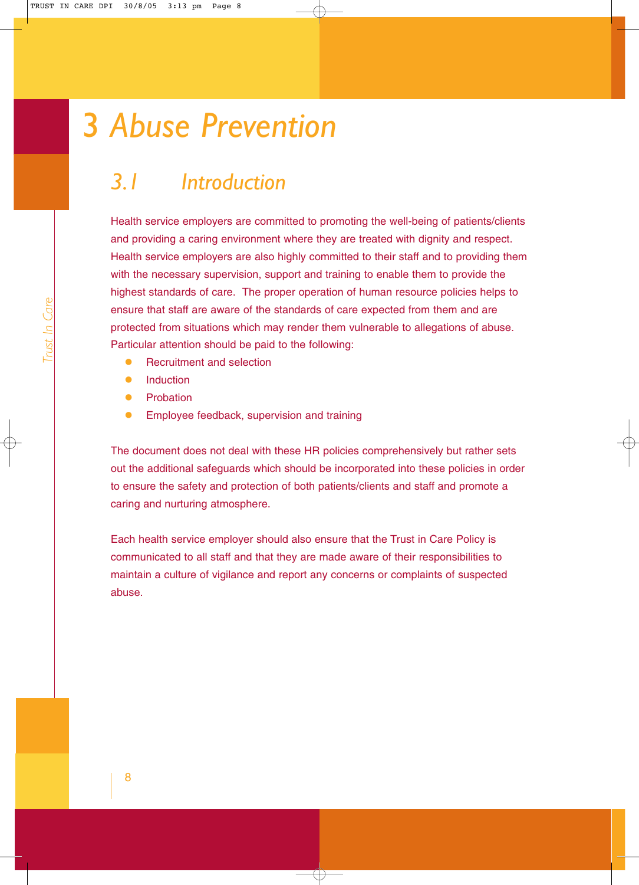# 3 Abuse Prevention

## 3.1 Introduction

Health service employers are committed to promoting the well-being of patients/clients and providing a caring environment where they are treated with dignity and respect. Health service employers are also highly committed to their staff and to providing them with the necessary supervision, support and training to enable them to provide the highest standards of care. The proper operation of human resource policies helps to ensure that staff are aware of the standards of care expected from them and are protected from situations which may render them vulnerable to allegations of abuse. Particular attention should be paid to the following:

- Recruitment and selection
- Induction
- Probation
- Employee feedback, supervision and training

The document does not deal with these HR policies comprehensively but rather sets out the additional safeguards which should be incorporated into these policies in order to ensure the safety and protection of both patients/clients and staff and promote a caring and nurturing atmosphere.

Each health service employer should also ensure that the Trust in Care Policy is communicated to all staff and that they are made aware of their responsibilities to maintain a culture of vigilance and report any concerns or complaints of suspected abuse.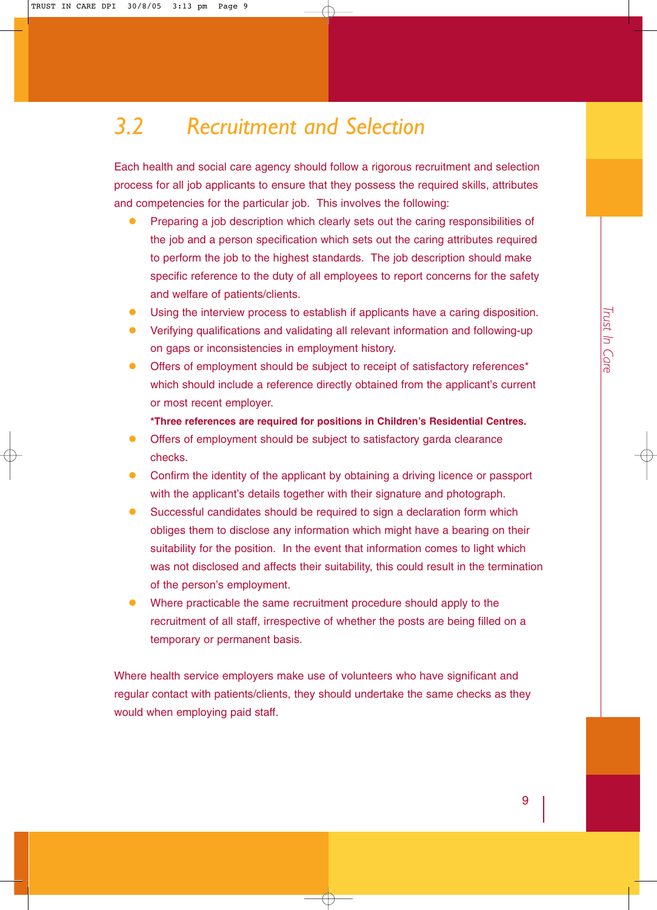## 3.2 Recruitment and Selection

Each health and social care agency should follow a rigorous recruitment and selection process for all job applicants to ensure that they possess the required skills, attributes and competencies for the particular job. This involves the following:

- Preparing a job description which clearly sets out the caring responsibilities of the job and a person specification which sets out the caring attributes required to perform the job to the highest standards. The job description should make specific reference to the duty of all employees to report concerns for the safety and welfare of patients/clients.
- Using the interview process to establish if applicants have a caring disposition.
- Verifying qualifications and validating all relevant information and following-up on gaps or inconsistencies in employment history.
- Offers of employment should be subject to receipt of satisfactory references* which should include a reference directly obtained from the applicant's current or most recent employer.

  **\*Three references are required for positions in Children's Residential Centres.**
- Offers of employment should be subject to satisfactory garda clearance checks.
- Confirm the identity of the applicant by obtaining a driving licence or passport with the applicant's details together with their signature and photograph.
- Successful candidates should be required to sign a declaration form which obliges them to disclose any information which might have a bearing on their suitability for the position. In the event that information comes to light which was not disclosed and affects their suitability, this could result in the termination of the person's employment.
- Where practicable the same recruitment procedure should apply to the recruitment of all staff, irrespective of whether the posts are being filled on a temporary or permanent basis.

Where health service employers make use of volunteers who have significant and regular contact with patients/clients, they should undertake the same checks as they would when employing paid staff.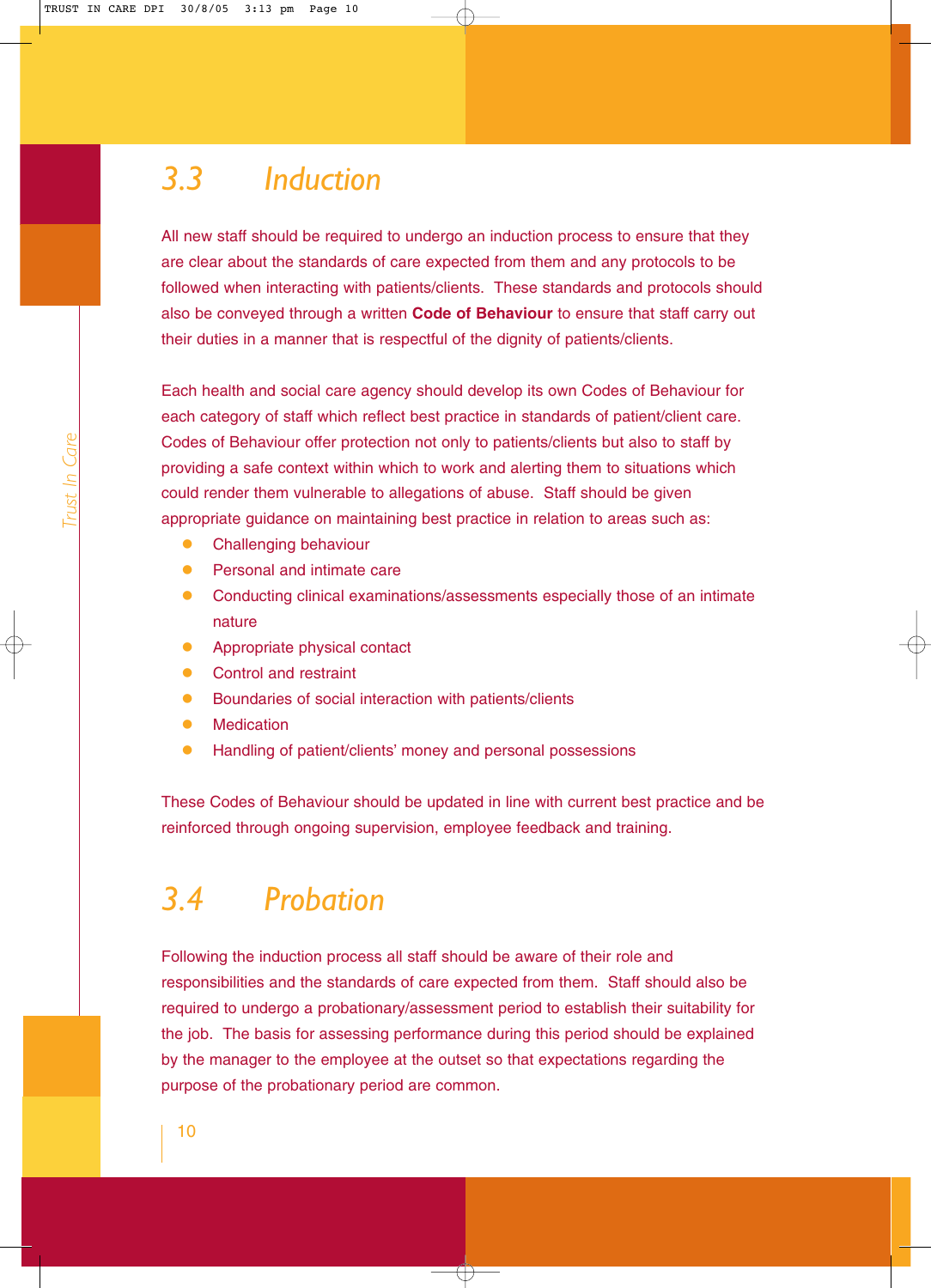## 3.3 Induction

All new staff should be required to undergo an induction process to ensure that they are clear about the standards of care expected from them and any protocols to be followed when interacting with patients/clients. These standards and protocols should also be conveyed through a written **Code of Behaviour** to ensure that staff carry out their duties in a manner that is respectful of the dignity of patients/clients.

Each health and social care agency should develop its own Codes of Behaviour for each category of staff which reflect best practice in standards of patient/client care. Codes of Behaviour offer protection not only to patients/clients but also to staff by providing a safe context within which to work and alerting them to situations which could render them vulnerable to allegations of abuse. Staff should be given appropriate guidance on maintaining best practice in relation to areas such as:

- Challenging behaviour
- Personal and intimate care
- Conducting clinical examinations/assessments especially those of an intimate nature
- Appropriate physical contact
- Control and restraint
- Boundaries of social interaction with patients/clients
- Medication
- Handling of patient/clients' money and personal possessions

These Codes of Behaviour should be updated in line with current best practice and be reinforced through ongoing supervision, employee feedback and training.

## 3.4 Probation

Following the induction process all staff should be aware of their role and responsibilities and the standards of care expected from them. Staff should also be required to undergo a probationary/assessment period to establish their suitability for the job. The basis for assessing performance during this period should be explained by the manager to the employee at the outset so that expectations regarding the purpose of the probationary period are common.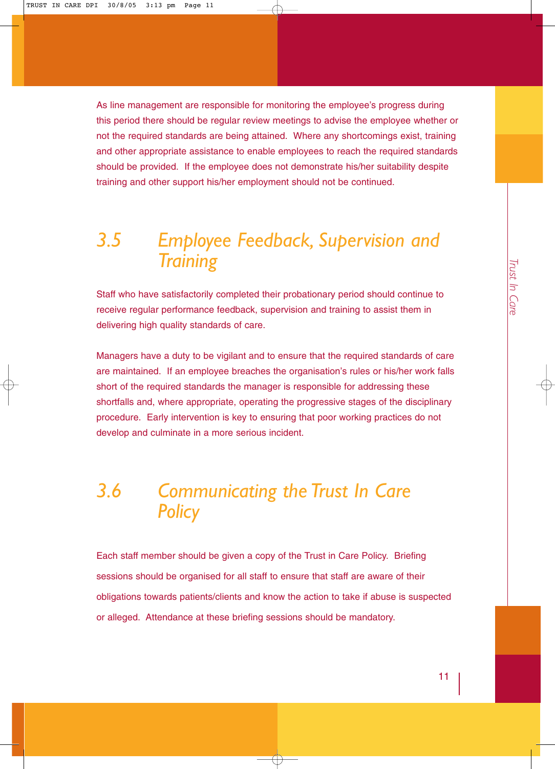As line management are responsible for monitoring the employee's progress during this period there should be regular review meetings to advise the employee whether or not the required standards are being attained. Where any shortcomings exist, training and other appropriate assistance to enable employees to reach the required standards should be provided. If the employee does not demonstrate his/her suitability despite training and other support his/her employment should not be continued.

## 3.5 Employee Feedback, Supervision and Training

Staff who have satisfactorily completed their probationary period should continue to receive regular performance feedback, supervision and training to assist them in delivering high quality standards of care.

Managers have a duty to be vigilant and to ensure that the required standards of care are maintained. If an employee breaches the organisation's rules or his/her work falls short of the required standards the manager is responsible for addressing these shortfalls and, where appropriate, operating the progressive stages of the disciplinary procedure. Early intervention is key to ensuring that poor working practices do not develop and culminate in a more serious incident.

## 3.6 Communicating the Trust In Care Policy

Each staff member should be given a copy of the Trust in Care Policy. Briefing sessions should be organised for all staff to ensure that staff are aware of their obligations towards patients/clients and know the action to take if abuse is suspected or alleged. Attendance at these briefing sessions should be mandatory.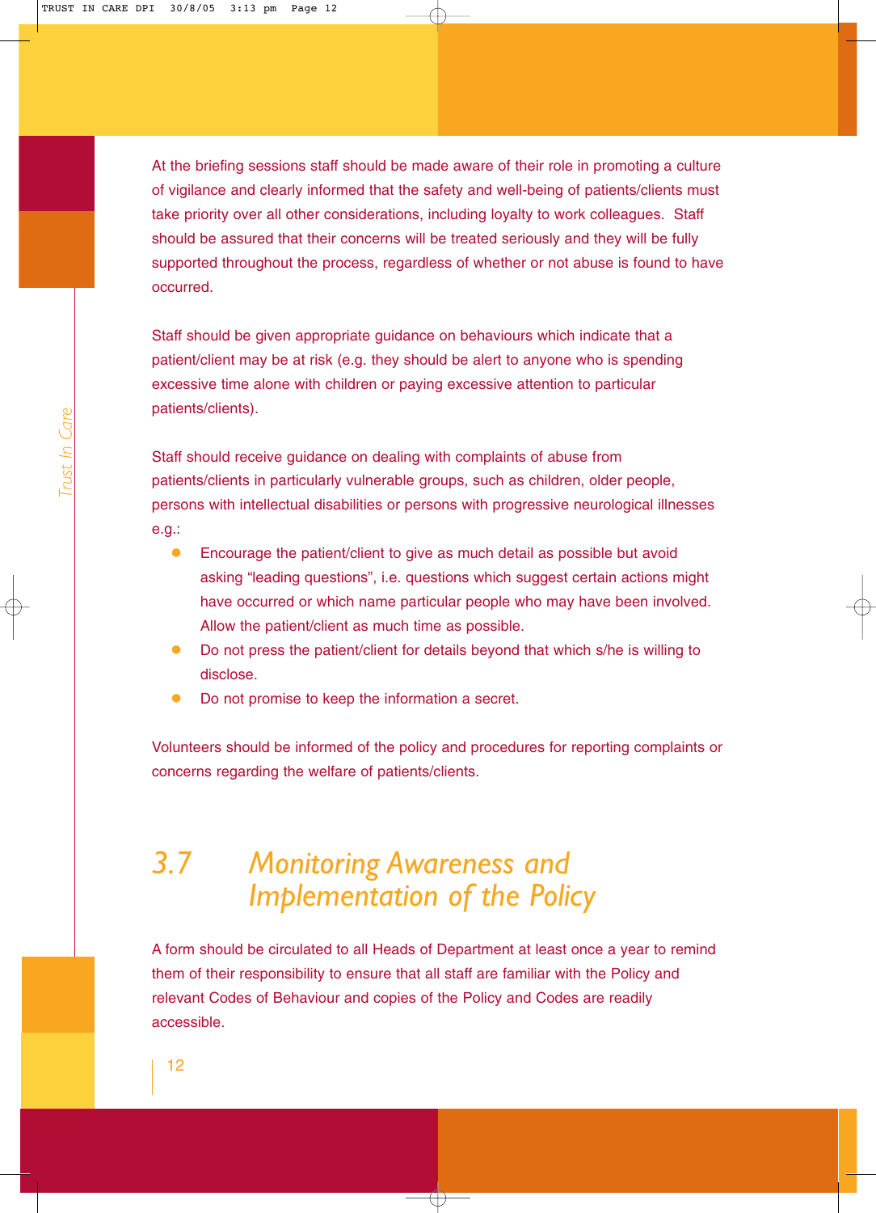At the briefing sessions staff should be made aware of their role in promoting a culture of vigilance and clearly informed that the safety and well-being of patients/clients must take priority over all other considerations, including loyalty to work colleagues. Staff should be assured that their concerns will be treated seriously and they will be fully supported throughout the process, regardless of whether or not abuse is found to have occurred.

Staff should be given appropriate guidance on behaviours which indicate that a patient/client may be at risk (e.g. they should be alert to anyone who is spending excessive time alone with children or paying excessive attention to particular patients/clients).

Staff should receive guidance on dealing with complaints of abuse from patients/clients in particularly vulnerable groups, such as children, older people, persons with intellectual disabilities or persons with progressive neurological illnesses e.g.:

- Encourage the patient/client to give as much detail as possible but avoid asking "leading questions", i.e. questions which suggest certain actions might have occurred or which name particular people who may have been involved. Allow the patient/client as much time as possible.
- Do not press the patient/client for details beyond that which s/he is willing to disclose.
- Do not promise to keep the information a secret.

Volunteers should be informed of the policy and procedures for reporting complaints or concerns regarding the welfare of patients/clients.

## 3.7 Monitoring Awareness and Implementation of the Policy

A form should be circulated to all Heads of Department at least once a year to remind them of their responsibility to ensure that all staff are familiar with the Policy and relevant Codes of Behaviour and copies of the Policy and Codes are readily accessible.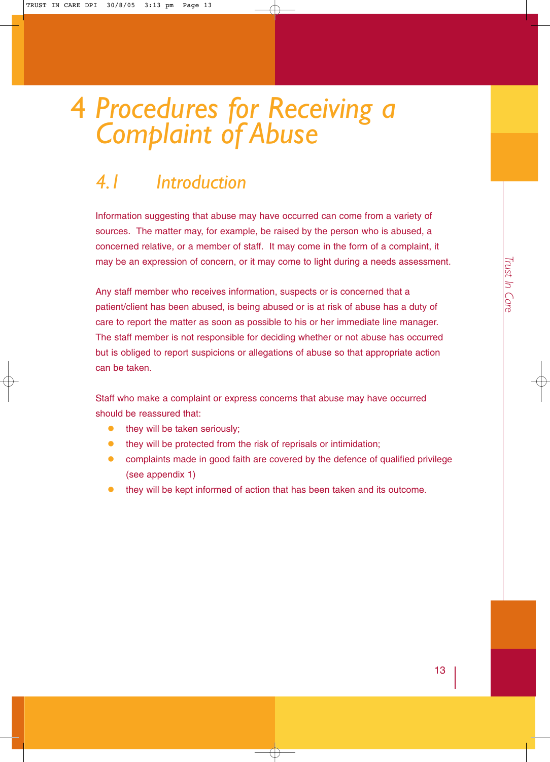# 4 Procedures for Receiving a Complaint of Abuse

## 4.1 Introduction

Information suggesting that abuse may have occurred can come from a variety of sources. The matter may, for example, be raised by the person who is abused, a concerned relative, or a member of staff. It may come in the form of a complaint, it may be an expression of concern, or it may come to light during a needs assessment.

Any staff member who receives information, suspects or is concerned that a patient/client has been abused, is being abused or is at risk of abuse has a duty of care to report the matter as soon as possible to his or her immediate line manager. The staff member is not responsible for deciding whether or not abuse has occurred but is obliged to report suspicions or allegations of abuse so that appropriate action can be taken.

Staff who make a complaint or express concerns that abuse may have occurred should be reassured that:

- they will be taken seriously;
- they will be protected from the risk of reprisals or intimidation;
- complaints made in good faith are covered by the defence of qualified privilege (see appendix 1)
- they will be kept informed of action that has been taken and its outcome.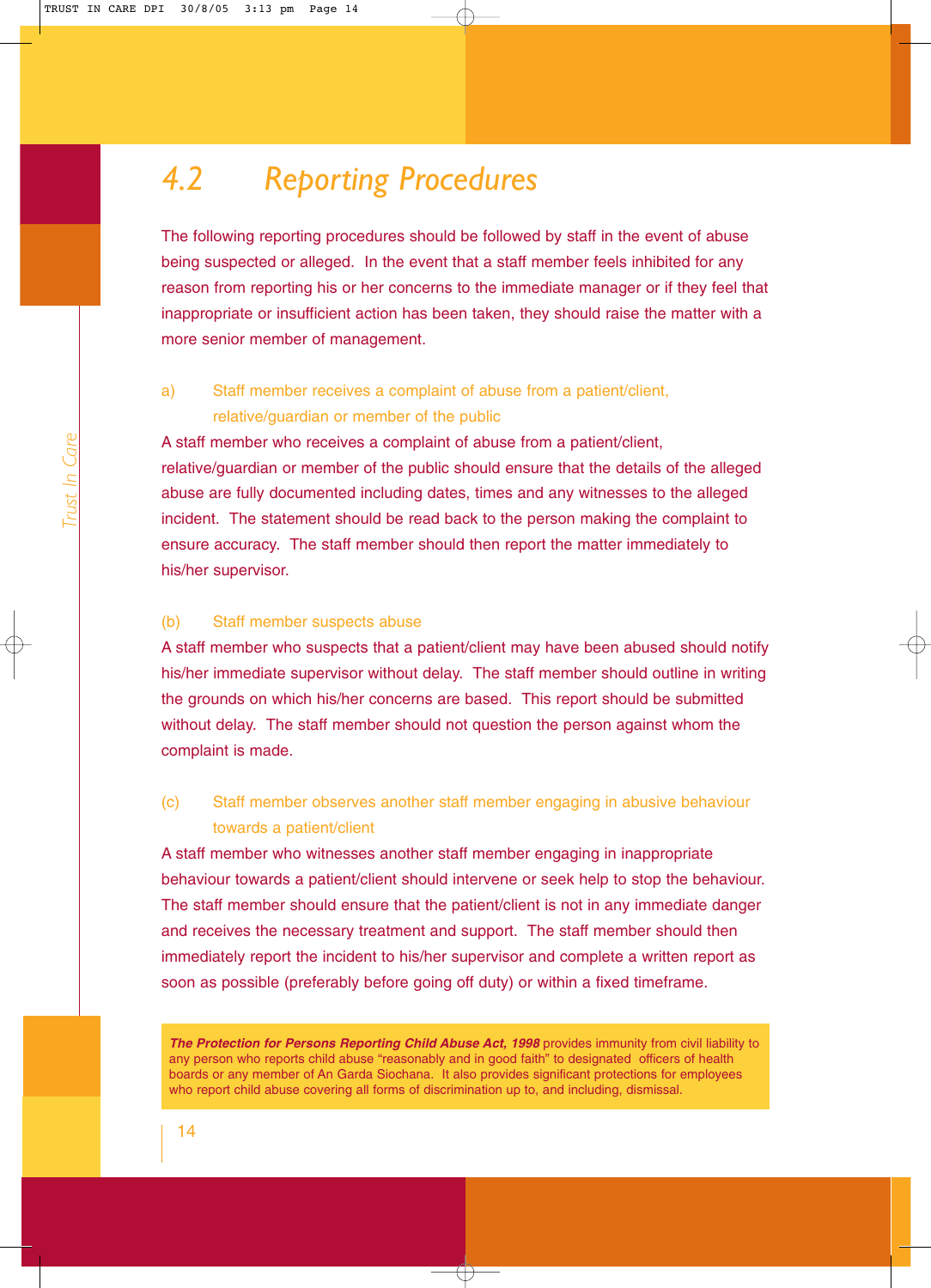## 4.2 Reporting Procedures

The following reporting procedures should be followed by staff in the event of abuse being suspected or alleged. In the event that a staff member feels inhibited for any reason from reporting his or her concerns to the immediate manager or if they feel that inappropriate or insufficient action has been taken, they should raise the matter with a more senior member of management.

### a) Staff member receives a complaint of abuse from a patient/client, relative/guardian or member of the public

A staff member who receives a complaint of abuse from a patient/client, relative/guardian or member of the public should ensure that the details of the alleged abuse are fully documented including dates, times and any witnesses to the alleged incident. The statement should be read back to the person making the complaint to ensure accuracy. The staff member should then report the matter immediately to his/her supervisor.

### (b) Staff member suspects abuse

A staff member who suspects that a patient/client may have been abused should notify his/her immediate supervisor without delay. The staff member should outline in writing the grounds on which his/her concerns are based. This report should be submitted without delay. The staff member should not question the person against whom the complaint is made.

### (c) Staff member observes another staff member engaging in abusive behaviour towards a patient/client

A staff member who witnesses another staff member engaging in inappropriate behaviour towards a patient/client should intervene or seek help to stop the behaviour. The staff member should ensure that the patient/client is not in any immediate danger and receives the necessary treatment and support. The staff member should then immediately report the incident to his/her supervisor and complete a written report as soon as possible (preferably before going off duty) or within a fixed timeframe.

> ***The Protection for Persons Reporting Child Abuse Act, 1998*** provides immunity from civil liability to any person who reports child abuse "reasonably and in good faith" to designated officers of health boards or any member of An Garda Siochana. It also provides significant protections for employees who report child abuse covering all forms of discrimination up to, and including, dismissal.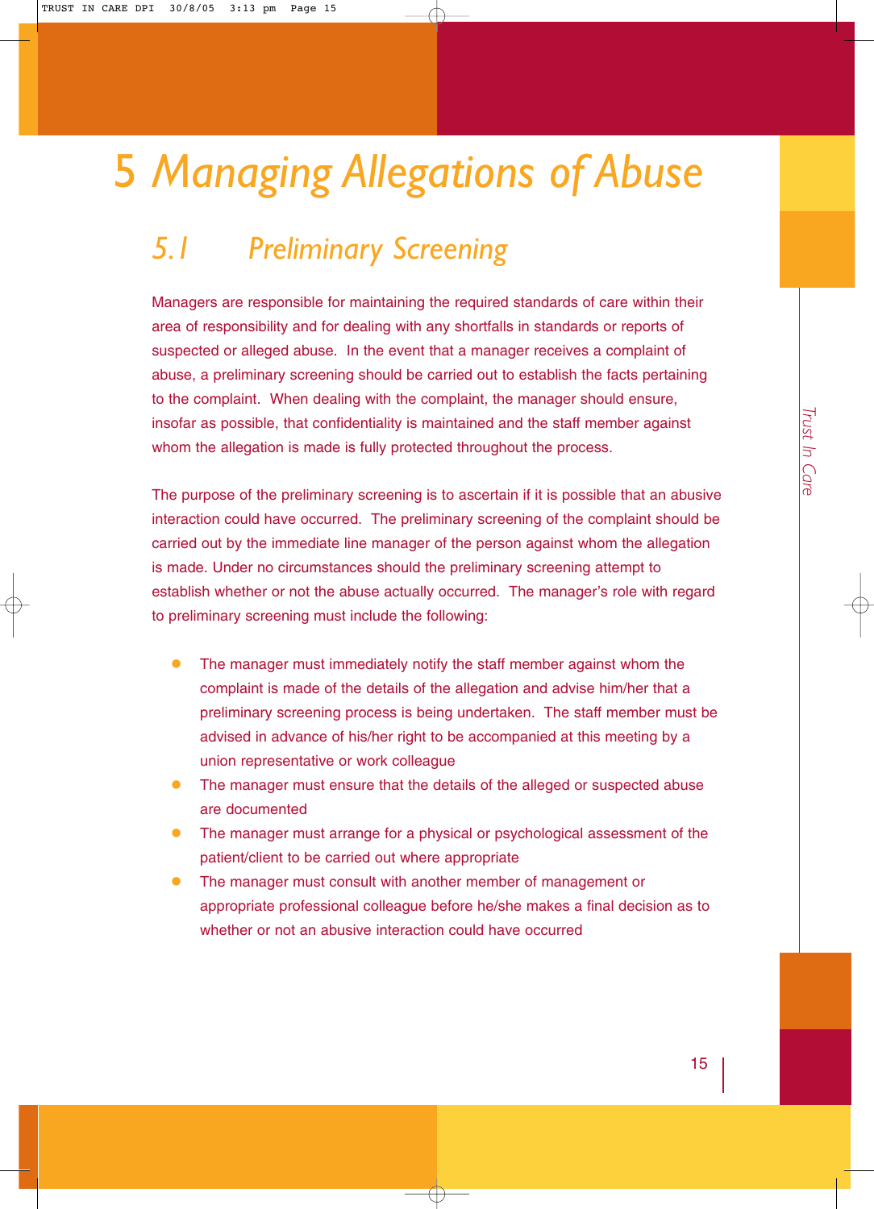# 5 Managing Allegations of Abuse

## 5.1 Preliminary Screening

Managers are responsible for maintaining the required standards of care within their area of responsibility and for dealing with any shortfalls in standards or reports of suspected or alleged abuse. In the event that a manager receives a complaint of abuse, a preliminary screening should be carried out to establish the facts pertaining to the complaint. When dealing with the complaint, the manager should ensure, insofar as possible, that confidentiality is maintained and the staff member against whom the allegation is made is fully protected throughout the process.

The purpose of the preliminary screening is to ascertain if it is possible that an abusive interaction could have occurred. The preliminary screening of the complaint should be carried out by the immediate line manager of the person against whom the allegation is made. Under no circumstances should the preliminary screening attempt to establish whether or not the abuse actually occurred. The manager's role with regard to preliminary screening must include the following:

- The manager must immediately notify the staff member against whom the complaint is made of the details of the allegation and advise him/her that a preliminary screening process is being undertaken. The staff member must be advised in advance of his/her right to be accompanied at this meeting by a union representative or work colleague
- The manager must ensure that the details of the alleged or suspected abuse are documented
- The manager must arrange for a physical or psychological assessment of the patient/client to be carried out where appropriate
- The manager must consult with another member of management or appropriate professional colleague before he/she makes a final decision as to whether or not an abusive interaction could have occurred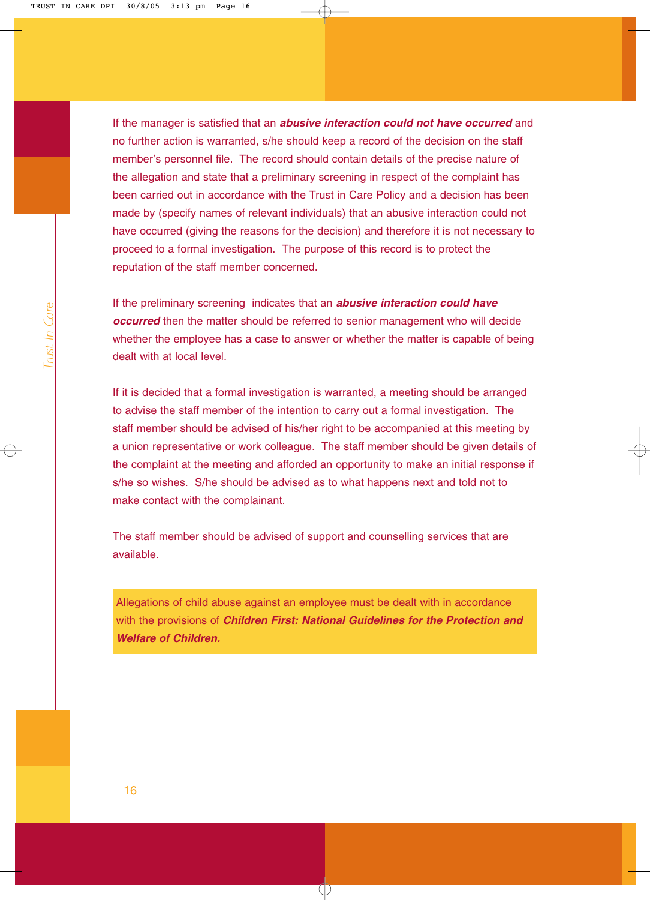If the manager is satisfied that an ***abusive interaction could not have occurred*** and no further action is warranted, s/he should keep a record of the decision on the staff member's personnel file. The record should contain details of the precise nature of the allegation and state that a preliminary screening in respect of the complaint has been carried out in accordance with the Trust in Care Policy and a decision has been made by (specify names of relevant individuals) that an abusive interaction could not have occurred (giving the reasons for the decision) and therefore it is not necessary to proceed to a formal investigation. The purpose of this record is to protect the reputation of the staff member concerned.

If the preliminary screening indicates that an ***abusive interaction could have occurred*** then the matter should be referred to senior management who will decide whether the employee has a case to answer or whether the matter is capable of being dealt with at local level.

If it is decided that a formal investigation is warranted, a meeting should be arranged to advise the staff member of the intention to carry out a formal investigation. The staff member should be advised of his/her right to be accompanied at this meeting by a union representative or work colleague. The staff member should be given details of the complaint at the meeting and afforded an opportunity to make an initial response if s/he so wishes. S/he should be advised as to what happens next and told not to make contact with the complainant.

The staff member should be advised of support and counselling services that are available.

Allegations of child abuse against an employee must be dealt with in accordance with the provisions of ***Children First: National Guidelines for the Protection and Welfare of Children.***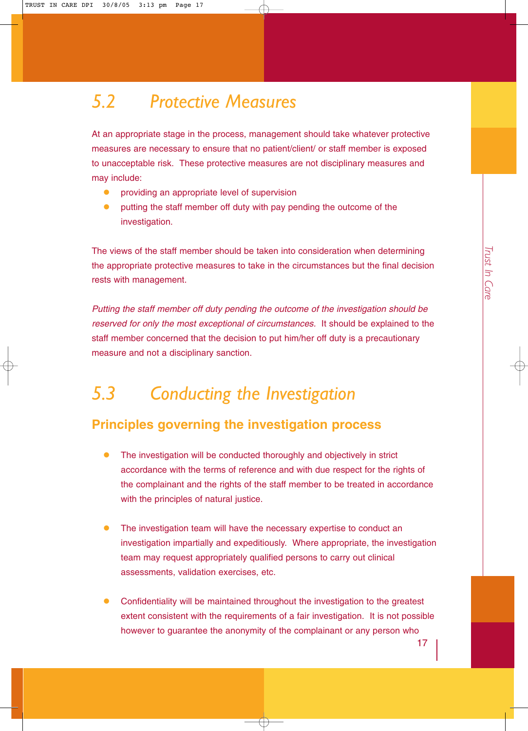## 5.2 Protective Measures

At an appropriate stage in the process, management should take whatever protective measures are necessary to ensure that no patient/client/ or staff member is exposed to unacceptable risk. These protective measures are not disciplinary measures and may include:

- providing an appropriate level of supervision
- putting the staff member off duty with pay pending the outcome of the investigation.

The views of the staff member should be taken into consideration when determining the appropriate protective measures to take in the circumstances but the final decision rests with management.

*Putting the staff member off duty pending the outcome of the investigation should be reserved for only the most exceptional of circumstances.* It should be explained to the staff member concerned that the decision to put him/her off duty is a precautionary measure and not a disciplinary sanction.

## 5.3 Conducting the Investigation

### Principles governing the investigation process

- The investigation will be conducted thoroughly and objectively in strict accordance with the terms of reference and with due respect for the rights of the complainant and the rights of the staff member to be treated in accordance with the principles of natural justice.

- The investigation team will have the necessary expertise to conduct an investigation impartially and expeditiously. Where appropriate, the investigation team may request appropriately qualified persons to carry out clinical assessments, validation exercises, etc.

- Confidentiality will be maintained throughout the investigation to the greatest extent consistent with the requirements of a fair investigation. It is not possible however to guarantee the anonymity of the complainant or any person who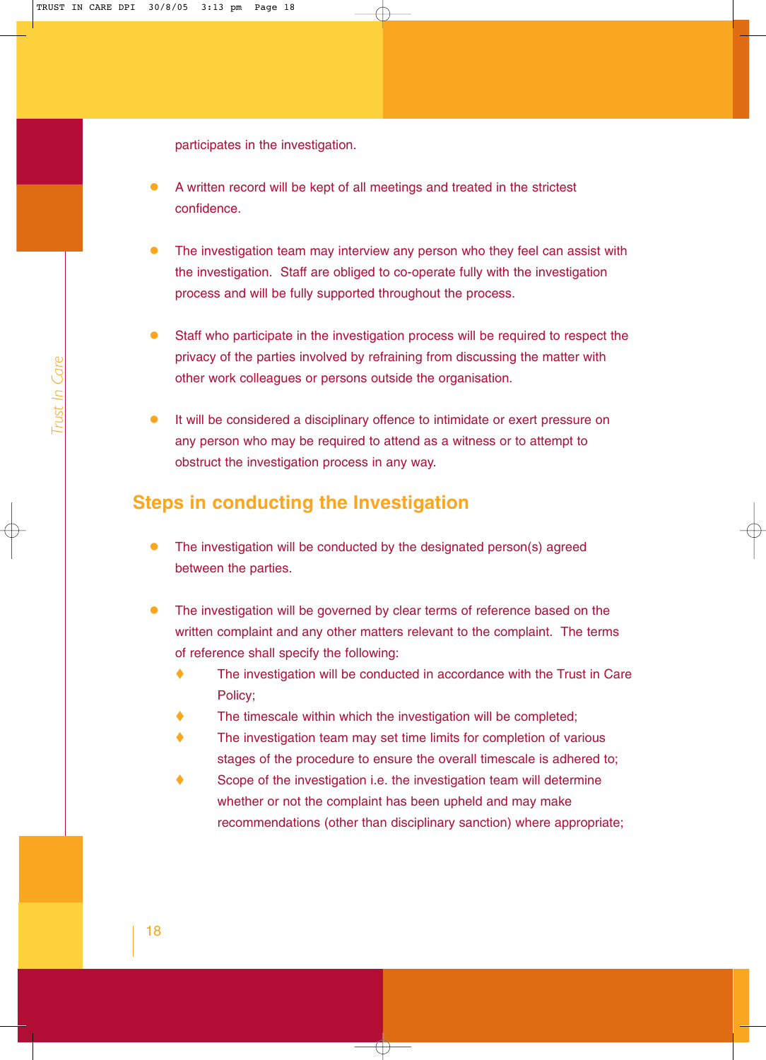participates in the investigation.

- A written record will be kept of all meetings and treated in the strictest confidence.

- The investigation team may interview any person who they feel can assist with the investigation. Staff are obliged to co-operate fully with the investigation process and will be fully supported throughout the process.

- Staff who participate in the investigation process will be required to respect the privacy of the parties involved by refraining from discussing the matter with other work colleagues or persons outside the organisation.

- It will be considered a disciplinary offence to intimidate or exert pressure on any person who may be required to attend as a witness or to attempt to obstruct the investigation process in any way.

## Steps in conducting the Investigation

- The investigation will be conducted by the designated person(s) agreed between the parties.

- The investigation will be governed by clear terms of reference based on the written complaint and any other matters relevant to the complaint. The terms of reference shall specify the following:
  - The investigation will be conducted in accordance with the Trust in Care Policy;
  - The timescale within which the investigation will be completed;
  - The investigation team may set time limits for completion of various stages of the procedure to ensure the overall timescale is adhered to;
  - Scope of the investigation i.e. the investigation team will determine whether or not the complaint has been upheld and may make recommendations (other than disciplinary sanction) where appropriate;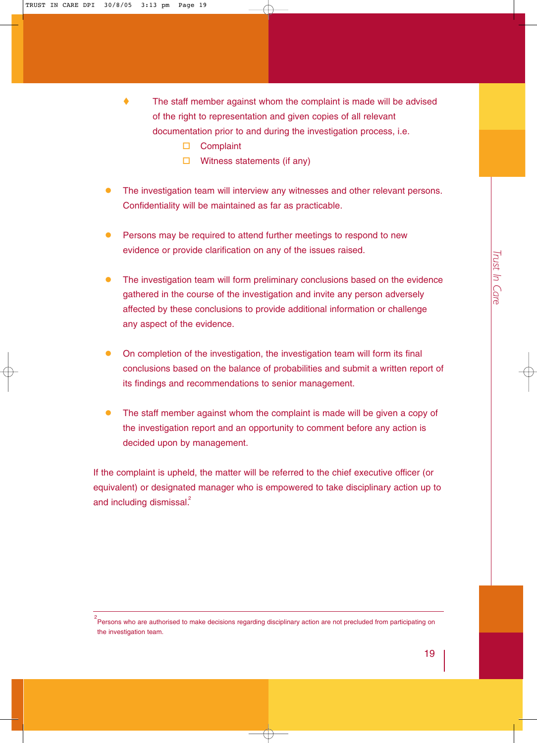- The staff member against whom the complaint is made will be advised of the right to representation and given copies of all relevant documentation prior to and during the investigation process, i.e.
    - Complaint
    - Witness statements (if any)

- The investigation team will interview any witnesses and other relevant persons. Confidentiality will be maintained as far as practicable.

- Persons may be required to attend further meetings to respond to new evidence or provide clarification on any of the issues raised.

- The investigation team will form preliminary conclusions based on the evidence gathered in the course of the investigation and invite any person adversely affected by these conclusions to provide additional information or challenge any aspect of the evidence.

- On completion of the investigation, the investigation team will form its final conclusions based on the balance of probabilities and submit a written report of its findings and recommendations to senior management.

- The staff member against whom the complaint is made will be given a copy of the investigation report and an opportunity to comment before any action is decided upon by management.

If the complaint is upheld, the matter will be referred to the chief executive officer (or equivalent) or designated manager who is empowered to take disciplinary action up to and including dismissal.[2]

---

[2] Persons who are authorised to make decisions regarding disciplinary action are not precluded from participating on the investigation team.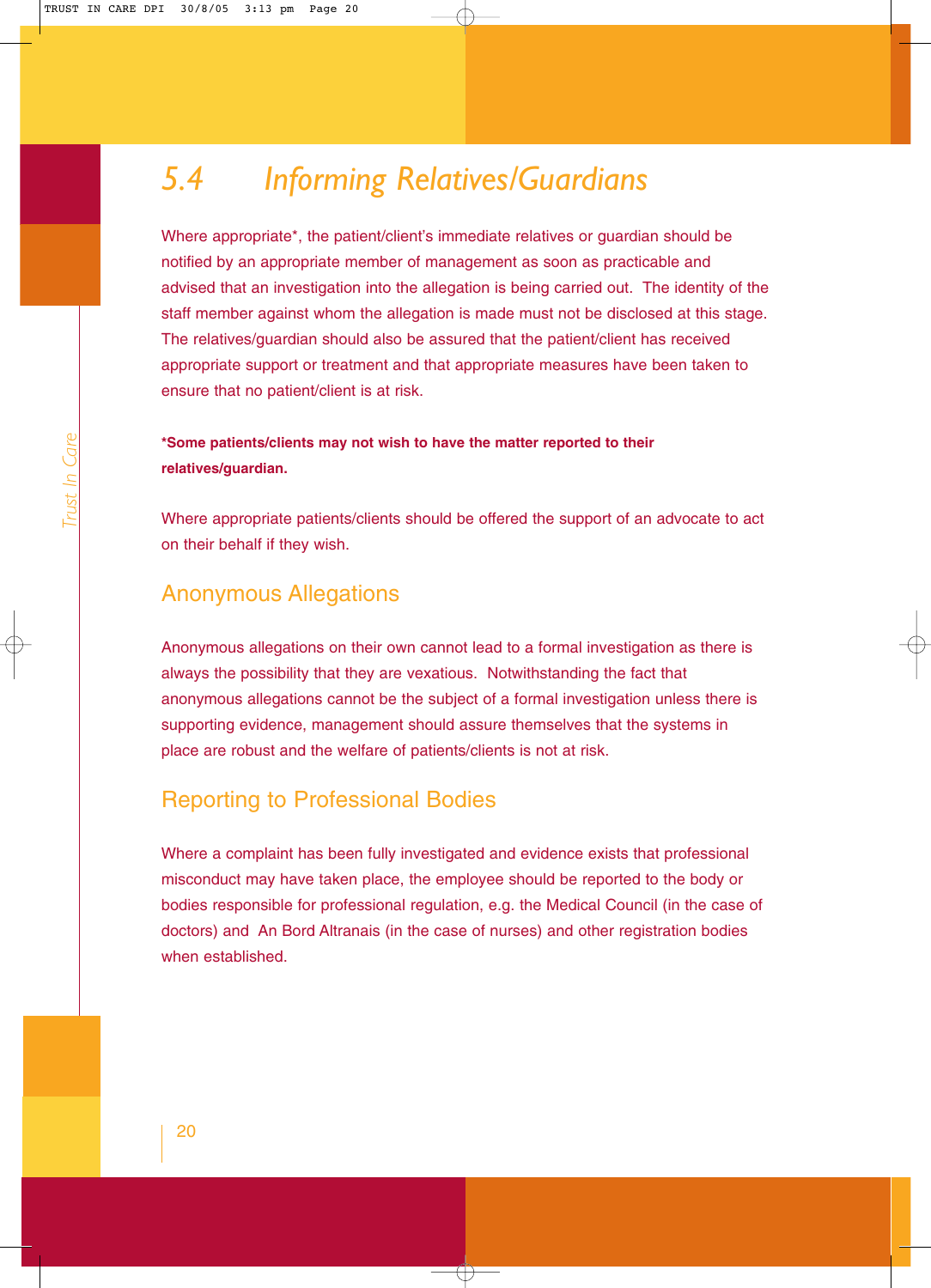## 5.4 Informing Relatives/Guardians

Where appropriate*, the patient/client's immediate relatives or guardian should be notified by an appropriate member of management as soon as practicable and advised that an investigation into the allegation is being carried out. The identity of the staff member against whom the allegation is made must not be disclosed at this stage. The relatives/guardian should also be assured that the patient/client has received appropriate support or treatment and that appropriate measures have been taken to ensure that no patient/client is at risk.

**\*Some patients/clients may not wish to have the matter reported to their relatives/guardian.**

Where appropriate patients/clients should be offered the support of an advocate to act on their behalf if they wish.

### Anonymous Allegations

Anonymous allegations on their own cannot lead to a formal investigation as there is always the possibility that they are vexatious. Notwithstanding the fact that anonymous allegations cannot be the subject of a formal investigation unless there is supporting evidence, management should assure themselves that the systems in place are robust and the welfare of patients/clients is not at risk.

### Reporting to Professional Bodies

Where a complaint has been fully investigated and evidence exists that professional misconduct may have taken place, the employee should be reported to the body or bodies responsible for professional regulation, e.g. the Medical Council (in the case of doctors) and An Bord Altranais (in the case of nurses) and other registration bodies when established.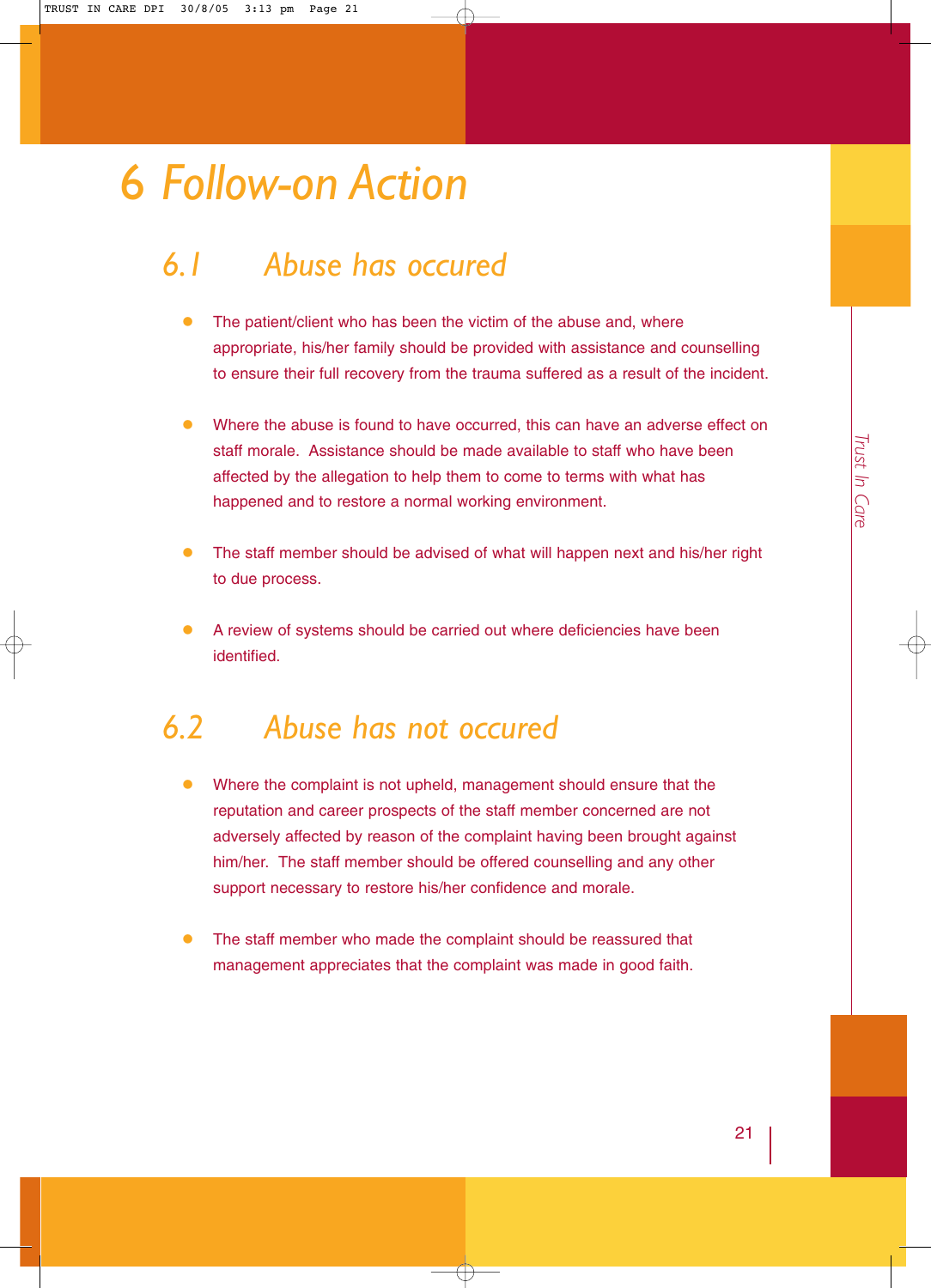# 6 Follow-on Action

## 6.1 Abuse has occured

- The patient/client who has been the victim of the abuse and, where appropriate, his/her family should be provided with assistance and counselling to ensure their full recovery from the trauma suffered as a result of the incident.

- Where the abuse is found to have occurred, this can have an adverse effect on staff morale. Assistance should be made available to staff who have been affected by the allegation to help them to come to terms with what has happened and to restore a normal working environment.

- The staff member should be advised of what will happen next and his/her right to due process.

- A review of systems should be carried out where deficiencies have been identified.

## 6.2 Abuse has not occured

- Where the complaint is not upheld, management should ensure that the reputation and career prospects of the staff member concerned are not adversely affected by reason of the complaint having been brought against him/her. The staff member should be offered counselling and any other support necessary to restore his/her confidence and morale.

- The staff member who made the complaint should be reassured that management appreciates that the complaint was made in good faith.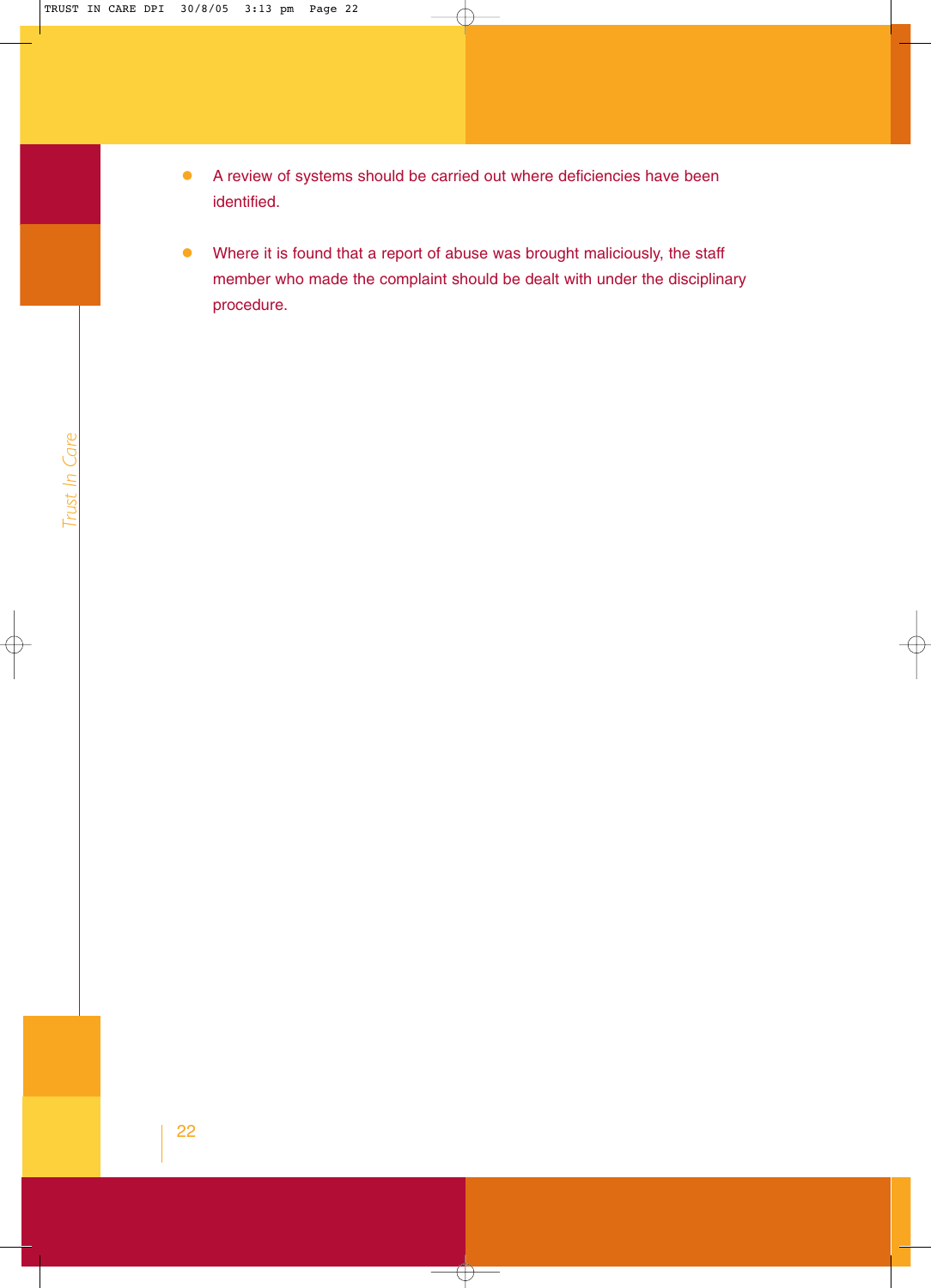- A review of systems should be carried out where deficiencies have been identified.

- Where it is found that a report of abuse was brought maliciously, the staff member who made the complaint should be dealt with under the disciplinary procedure.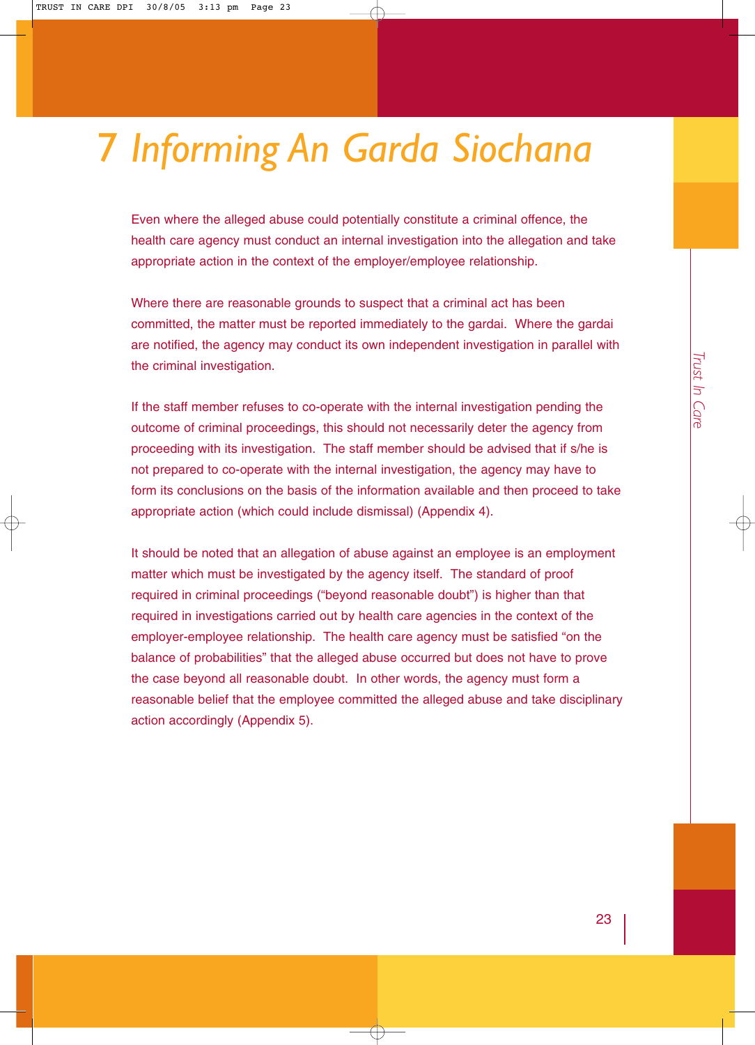# 7 Informing An Garda Siochana

Even where the alleged abuse could potentially constitute a criminal offence, the health care agency must conduct an internal investigation into the allegation and take appropriate action in the context of the employer/employee relationship.

Where there are reasonable grounds to suspect that a criminal act has been committed, the matter must be reported immediately to the gardai. Where the gardai are notified, the agency may conduct its own independent investigation in parallel with the criminal investigation.

If the staff member refuses to co-operate with the internal investigation pending the outcome of criminal proceedings, this should not necessarily deter the agency from proceeding with its investigation. The staff member should be advised that if s/he is not prepared to co-operate with the internal investigation, the agency may have to form its conclusions on the basis of the information available and then proceed to take appropriate action (which could include dismissal) (Appendix 4).

It should be noted that an allegation of abuse against an employee is an employment matter which must be investigated by the agency itself. The standard of proof required in criminal proceedings ("beyond reasonable doubt") is higher than that required in investigations carried out by health care agencies in the context of the employer-employee relationship. The health care agency must be satisfied "on the balance of probabilities" that the alleged abuse occurred but does not have to prove the case beyond all reasonable doubt. In other words, the agency must form a reasonable belief that the employee committed the alleged abuse and take disciplinary action accordingly (Appendix 5).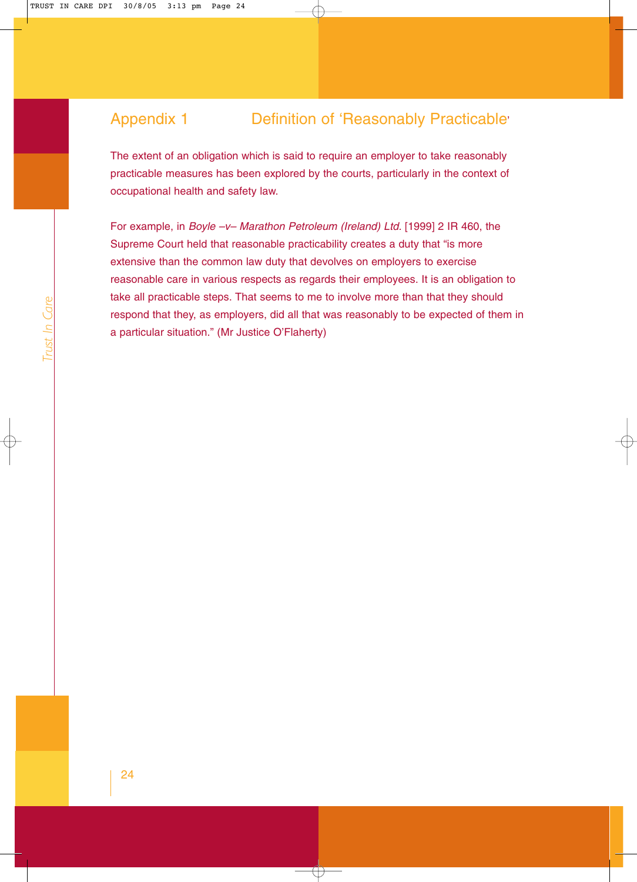## Appendix 1 Definition of 'Reasonably Practicable'

The extent of an obligation which is said to require an employer to take reasonably practicable measures has been explored by the courts, particularly in the context of occupational health and safety law.

For example, in *Boyle –v– Marathon Petroleum (Ireland) Ltd.* [1999] 2 IR 460, the Supreme Court held that reasonable practicability creates a duty that "is more extensive than the common law duty that devolves on employers to exercise reasonable care in various respects as regards their employees. It is an obligation to take all practicable steps. That seems to me to involve more than that they should respond that they, as employers, did all that was reasonably to be expected of them in a particular situation." (Mr Justice O'Flaherty)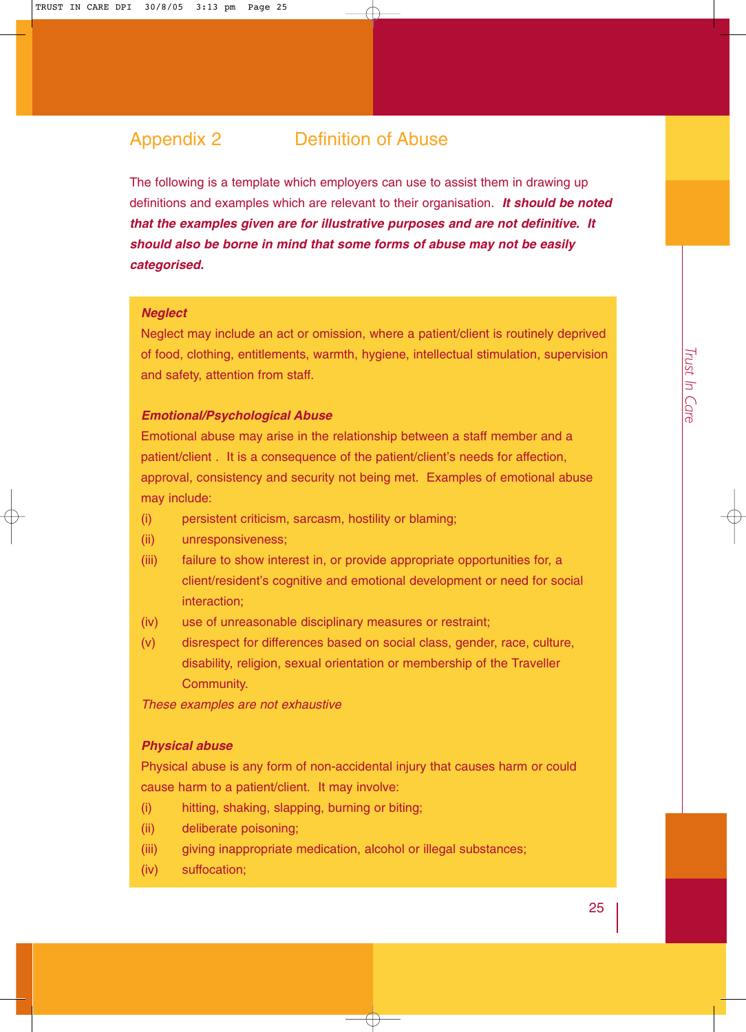## Appendix 2 Definition of Abuse

The following is a template which employers can use to assist them in drawing up definitions and examples which are relevant to their organisation. ***It should be noted that the examples given are for illustrative purposes and are not definitive. It should also be borne in mind that some forms of abuse may not be easily categorised.***

***Neglect***

Neglect may include an act or omission, where a patient/client is routinely deprived of food, clothing, entitlements, warmth, hygiene, intellectual stimulation, supervision and safety, attention from staff.

***Emotional/Psychological Abuse***

Emotional abuse may arise in the relationship between a staff member and a patient/client . It is a consequence of the patient/client's needs for affection, approval, consistency and security not being met. Examples of emotional abuse may include:

(i) persistent criticism, sarcasm, hostility or blaming;

(ii) unresponsiveness;

(iii) failure to show interest in, or provide appropriate opportunities for, a client/resident's cognitive and emotional development or need for social interaction;

(iv) use of unreasonable disciplinary measures or restraint;

(v) disrespect for differences based on social class, gender, race, culture, disability, religion, sexual orientation or membership of the Traveller Community.

*These examples are not exhaustive*

***Physical abuse***

Physical abuse is any form of non-accidental injury that causes harm or could cause harm to a patient/client. It may involve:

(i) hitting, shaking, slapping, burning or biting;

(ii) deliberate poisoning;

(iii) giving inappropriate medication, alcohol or illegal substances;

(iv) suffocation;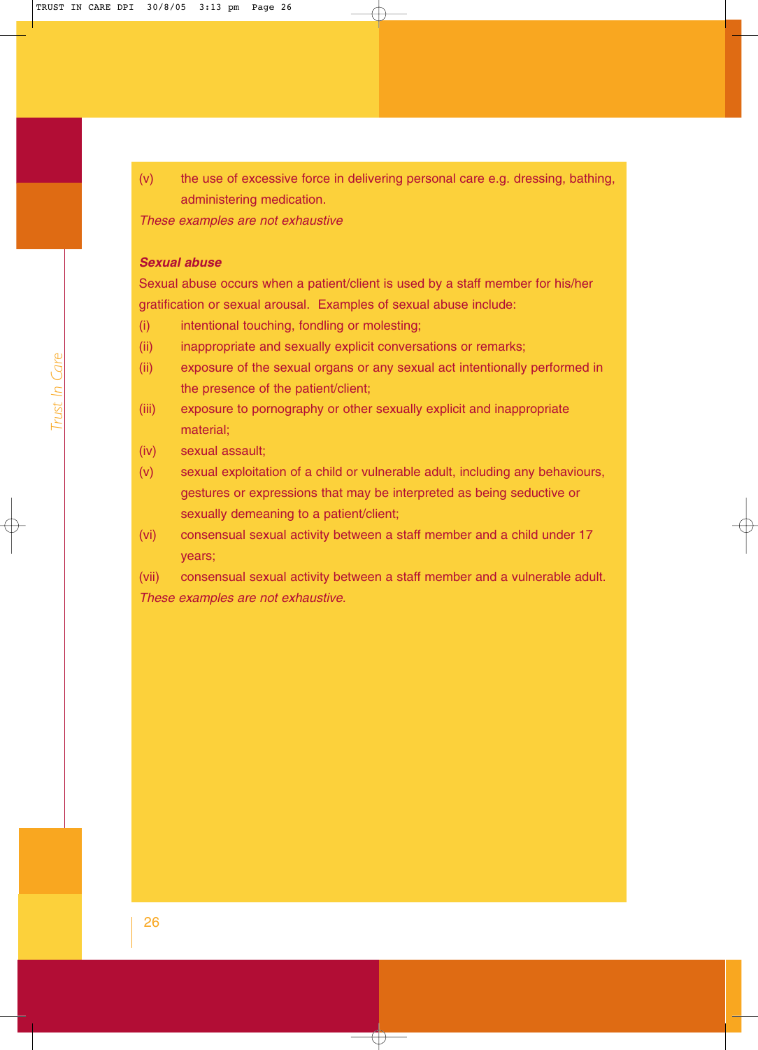(v) the use of excessive force in delivering personal care e.g. dressing, bathing, administering medication.

*These examples are not exhaustive*

***Sexual abuse***

Sexual abuse occurs when a patient/client is used by a staff member for his/her gratification or sexual arousal. Examples of sexual abuse include:

(i) intentional touching, fondling or molesting;

(ii) inappropriate and sexually explicit conversations or remarks;

(ii) exposure of the sexual organs or any sexual act intentionally performed in the presence of the patient/client;

(iii) exposure to pornography or other sexually explicit and inappropriate material;

(iv) sexual assault;

(v) sexual exploitation of a child or vulnerable adult, including any behaviours, gestures or expressions that may be interpreted as being seductive or sexually demeaning to a patient/client;

(vi) consensual sexual activity between a staff member and a child under 17 years;

(vii) consensual sexual activity between a staff member and a vulnerable adult.

*These examples are not exhaustive.*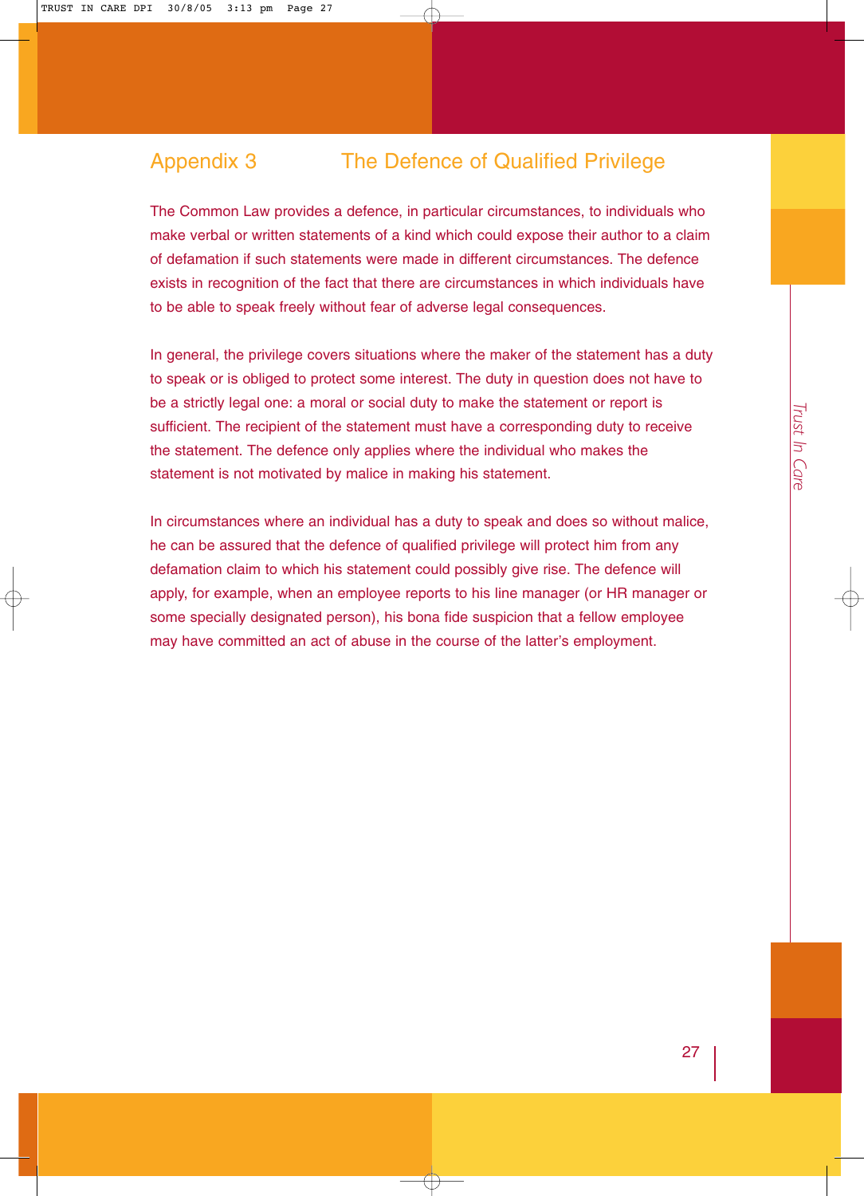## Appendix 3 The Defence of Qualified Privilege

The Common Law provides a defence, in particular circumstances, to individuals who make verbal or written statements of a kind which could expose their author to a claim of defamation if such statements were made in different circumstances. The defence exists in recognition of the fact that there are circumstances in which individuals have to be able to speak freely without fear of adverse legal consequences.

In general, the privilege covers situations where the maker of the statement has a duty to speak or is obliged to protect some interest. The duty in question does not have to be a strictly legal one: a moral or social duty to make the statement or report is sufficient. The recipient of the statement must have a corresponding duty to receive the statement. The defence only applies where the individual who makes the statement is not motivated by malice in making his statement.

In circumstances where an individual has a duty to speak and does so without malice, he can be assured that the defence of qualified privilege will protect him from any defamation claim to which his statement could possibly give rise. The defence will apply, for example, when an employee reports to his line manager (or HR manager or some specially designated person), his bona fide suspicion that a fellow employee may have committed an act of abuse in the course of the latter's employment.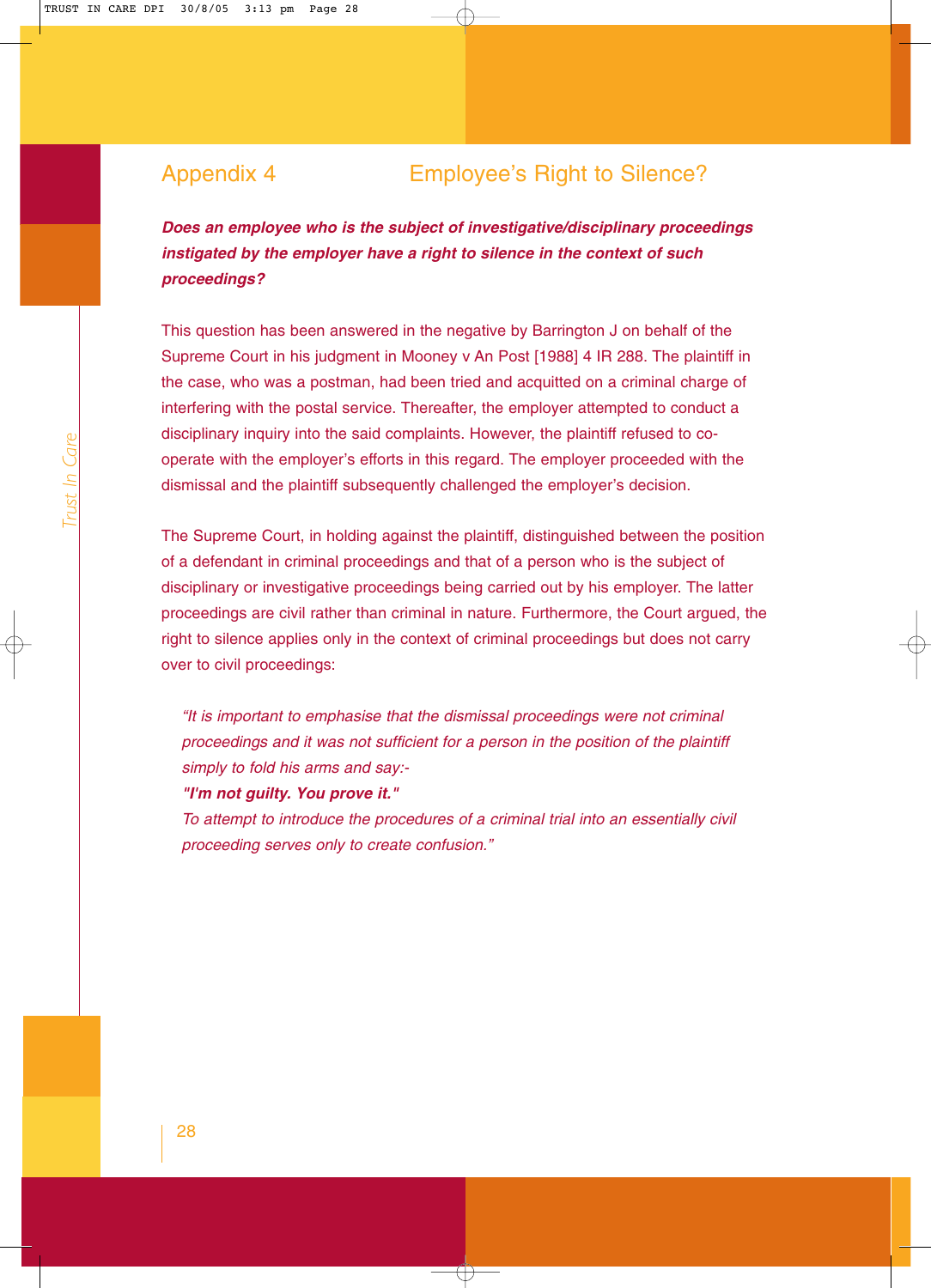## Appendix 4 Employee's Right to Silence?

***Does an employee who is the subject of investigative/disciplinary proceedings instigated by the employer have a right to silence in the context of such proceedings?***

This question has been answered in the negative by Barrington J on behalf of the Supreme Court in his judgment in Mooney v An Post [1988] 4 IR 288. The plaintiff in the case, who was a postman, had been tried and acquitted on a criminal charge of interfering with the postal service. Thereafter, the employer attempted to conduct a disciplinary inquiry into the said complaints. However, the plaintiff refused to co-operate with the employer's efforts in this regard. The employer proceeded with the dismissal and the plaintiff subsequently challenged the employer's decision.

The Supreme Court, in holding against the plaintiff, distinguished between the position of a defendant in criminal proceedings and that of a person who is the subject of disciplinary or investigative proceedings being carried out by his employer. The latter proceedings are civil rather than criminal in nature. Furthermore, the Court argued, the right to silence applies only in the context of criminal proceedings but does not carry over to civil proceedings:

> *"It is important to emphasise that the dismissal proceedings were not criminal proceedings and it was not sufficient for a person in the position of the plaintiff simply to fold his arms and say:-*
> ***"I'm not guilty. You prove it."***
> *To attempt to introduce the procedures of a criminal trial into an essentially civil proceeding serves only to create confusion."*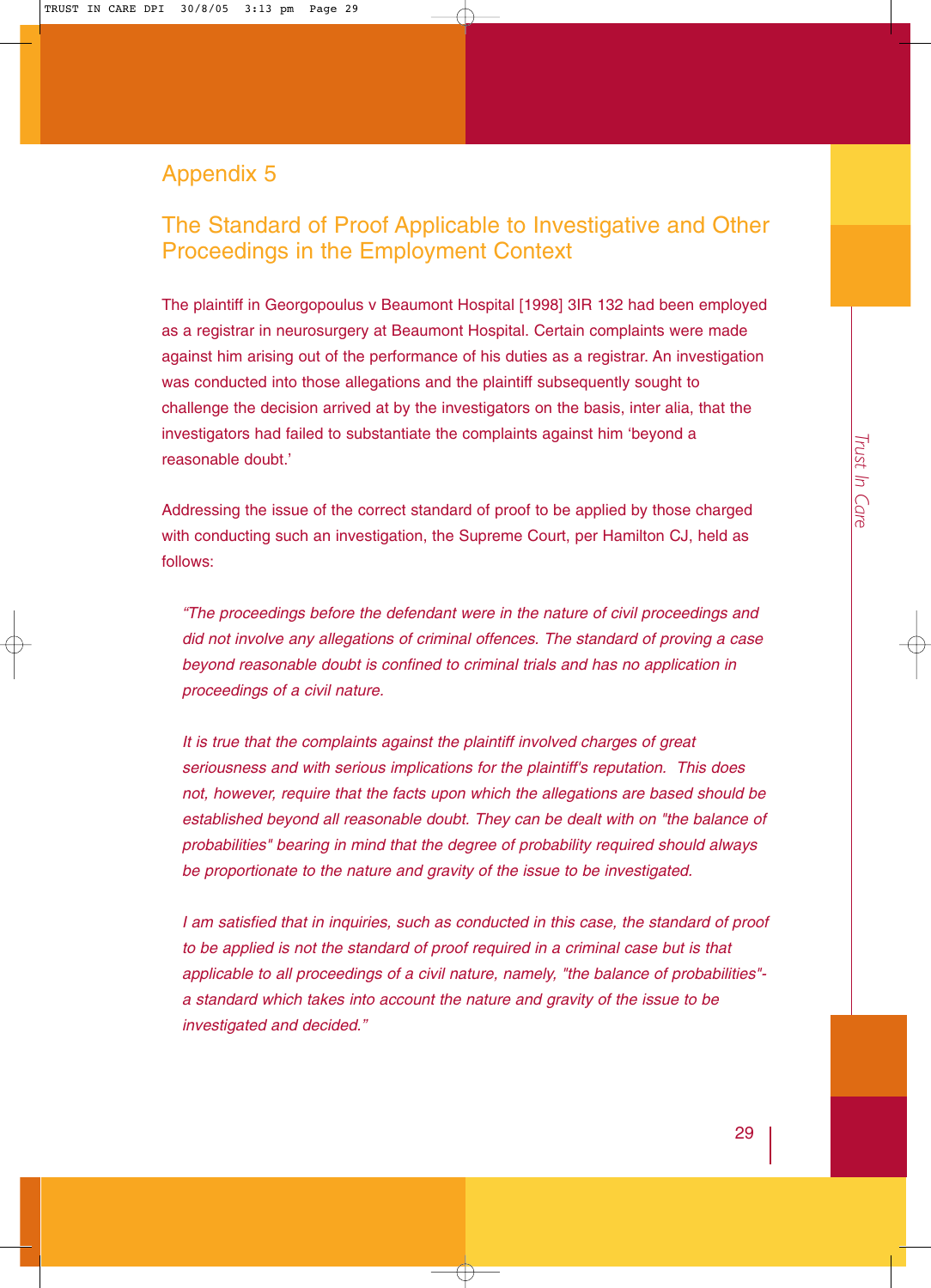# Appendix 5

## The Standard of Proof Applicable to Investigative and Other Proceedings in the Employment Context

The plaintiff in Georgopoulus v Beaumont Hospital [1998] 3IR 132 had been employed as a registrar in neurosurgery at Beaumont Hospital. Certain complaints were made against him arising out of the performance of his duties as a registrar. An investigation was conducted into those allegations and the plaintiff subsequently sought to challenge the decision arrived at by the investigators on the basis, inter alia, that the investigators had failed to substantiate the complaints against him 'beyond a reasonable doubt.'

Addressing the issue of the correct standard of proof to be applied by those charged with conducting such an investigation, the Supreme Court, per Hamilton CJ, held as follows:

> *"The proceedings before the defendant were in the nature of civil proceedings and did not involve any allegations of criminal offences. The standard of proving a case beyond reasonable doubt is confined to criminal trials and has no application in proceedings of a civil nature.*
>
> *It is true that the complaints against the plaintiff involved charges of great seriousness and with serious implications for the plaintiff's reputation. This does not, however, require that the facts upon which the allegations are based should be established beyond all reasonable doubt. They can be dealt with on "the balance of probabilities" bearing in mind that the degree of probability required should always be proportionate to the nature and gravity of the issue to be investigated.*
>
> *I am satisfied that in inquiries, such as conducted in this case, the standard of proof to be applied is not the standard of proof required in a criminal case but is that applicable to all proceedings of a civil nature, namely, "the balance of probabilities"- a standard which takes into account the nature and gravity of the issue to be investigated and decided."*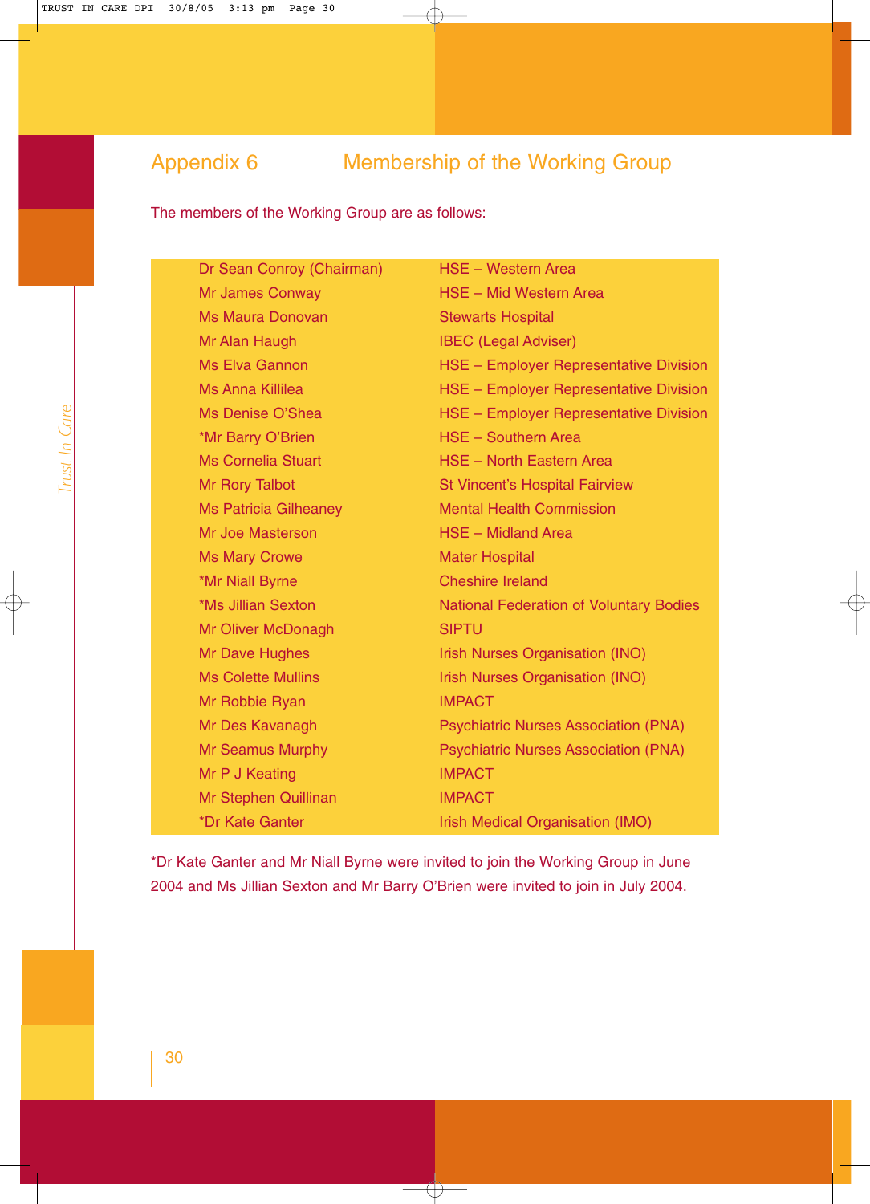## Appendix 6 Membership of the Working Group

The members of the Working Group are as follows:

| | |
|---|---|
| Dr Sean Conroy (Chairman) | HSE – Western Area |
| Mr James Conway | HSE – Mid Western Area |
| Ms Maura Donovan | Stewarts Hospital |
| Mr Alan Haugh | IBEC (Legal Adviser) |
| Ms Elva Gannon | HSE – Employer Representative Division |
| Ms Anna Killilea | HSE – Employer Representative Division |
| Ms Denise O'Shea | HSE – Employer Representative Division |
| *Mr Barry O'Brien | HSE – Southern Area |
| Ms Cornelia Stuart | HSE – North Eastern Area |
| Mr Rory Talbot | St Vincent's Hospital Fairview |
| Ms Patricia Gilheaney | Mental Health Commission |
| Mr Joe Masterson | HSE – Midland Area |
| Ms Mary Crowe | Mater Hospital |
| *Mr Niall Byrne | Cheshire Ireland |
| *Ms Jillian Sexton | National Federation of Voluntary Bodies |
| Mr Oliver McDonagh | SIPTU |
| Mr Dave Hughes | Irish Nurses Organisation (INO) |
| Ms Colette Mullins | Irish Nurses Organisation (INO) |
| Mr Robbie Ryan | IMPACT |
| Mr Des Kavanagh | Psychiatric Nurses Association (PNA) |
| Mr Seamus Murphy | Psychiatric Nurses Association (PNA) |
| Mr P J Keating | IMPACT |
| Mr Stephen Quillinan | IMPACT |
| *Dr Kate Ganter | Irish Medical Organisation (IMO) |

*Dr Kate Ganter and Mr Niall Byrne were invited to join the Working Group in June 2004 and Ms Jillian Sexton and Mr Barry O'Brien were invited to join in July 2004.